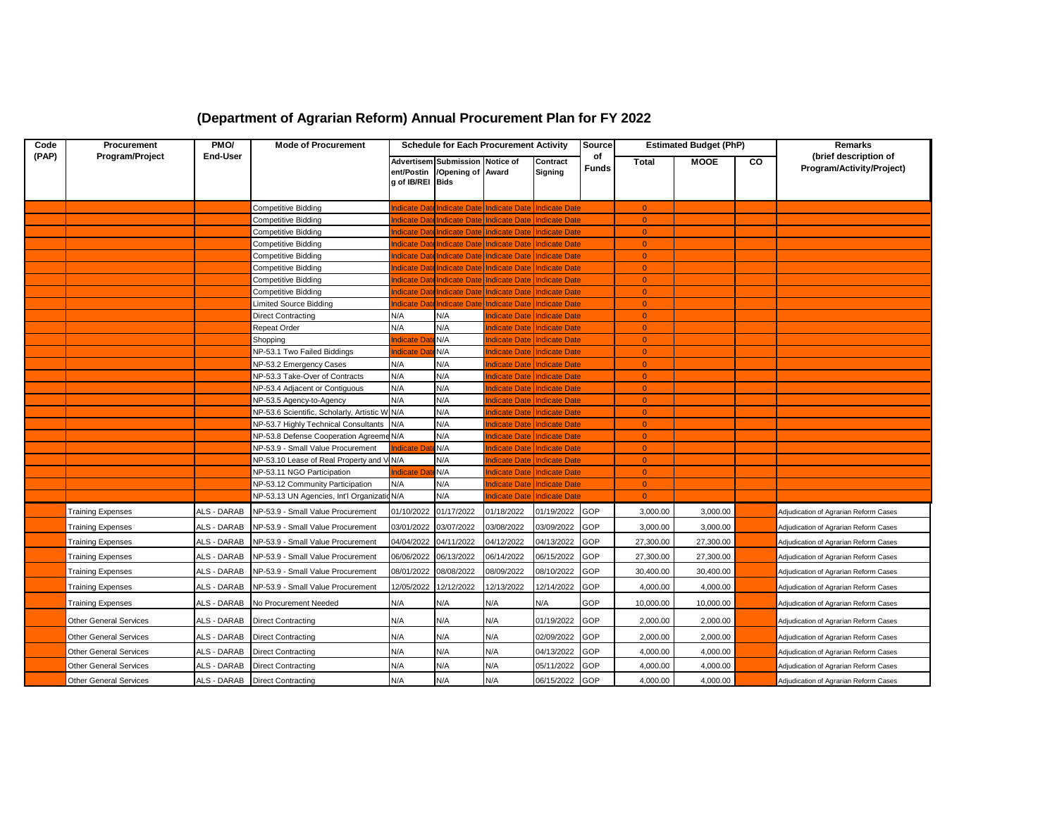# (Department of Agrarian Reform) Annual Procurement Plan for FY 2022

| Code (PAP) | Procurement Program/Project | PMO/ End-User | Mode of Procurement | Schedule for Each Procurement Activity | | | | Source of Funds | Estimated Budget (PhP) | | | Remarks (brief description of Program/Activity/Project) |
|---|---|---|---|---|---|---|---|---|---|---|---|---|
| | | | | Advertisement/Posting of IB/REI | Submission/Opening of Bids | Notice of Award | Contract Signing | | Total | MOOE | CO | |
| | | | Competitive Bidding | Indicate Date | Indicate Date | Indicate Date | Indicate Date | | 0 | | | |
| | | | Competitive Bidding | Indicate Date | Indicate Date | Indicate Date | Indicate Date | | 0 | | | |
| | | | Competitive Bidding | Indicate Date | Indicate Date | Indicate Date | Indicate Date | | 0 | | | |
| | | | Competitive Bidding | Indicate Date | Indicate Date | Indicate Date | Indicate Date | | 0 | | | |
| | | | Competitive Bidding | Indicate Date | Indicate Date | Indicate Date | Indicate Date | | 0 | | | |
| | | | Competitive Bidding | Indicate Date | Indicate Date | Indicate Date | Indicate Date | | 0 | | | |
| | | | Competitive Bidding | Indicate Date | Indicate Date | Indicate Date | Indicate Date | | 0 | | | |
| | | | Competitive Bidding | Indicate Date | Indicate Date | Indicate Date | Indicate Date | | 0 | | | |
| | | | Limited Source Bidding | Indicate Date | Indicate Date | Indicate Date | Indicate Date | | 0 | | | |
| | | | Direct Contracting | N/A | N/A | Indicate Date | Indicate Date | | 0 | | | |
| | | | Repeat Order | N/A | N/A | Indicate Date | Indicate Date | | 0 | | | |
| | | | Shopping | Indicate Date | N/A | Indicate Date | Indicate Date | | 0 | | | |
| | | | NP-53.1 Two Failed Biddings | Indicate Date | N/A | Indicate Date | Indicate Date | | 0 | | | |
| | | | NP-53.2 Emergency Cases | N/A | N/A | Indicate Date | Indicate Date | | 0 | | | |
| | | | NP-53.3 Take-Over of Contracts | N/A | N/A | Indicate Date | Indicate Date | | 0 | | | |
| | | | NP-53.4 Adjacent or Contiguous | N/A | N/A | Indicate Date | Indicate Date | | 0 | | | |
| | | | NP-53.5 Agency-to-Agency | N/A | N/A | Indicate Date | Indicate Date | | 0 | | | |
| | | | NP-53.6 Scientific, Scholarly, Artistic W | N/A | N/A | Indicate Date | Indicate Date | | 0 | | | |
| | | | NP-53.7 Highly Technical Consultants | N/A | N/A | Indicate Date | Indicate Date | | 0 | | | |
| | | | NP-53.8 Defense Cooperation Agreeme | N/A | N/A | Indicate Date | Indicate Date | | 0 | | | |
| | | | NP-53.9 - Small Value Procurement | Indicate Date | N/A | Indicate Date | Indicate Date | | 0 | | | |
| | | | NP-53.10 Lease of Real Property and V | N/A | N/A | Indicate Date | Indicate Date | | 0 | | | |
| | | | NP-53.11 NGO Participation | Indicate Date | N/A | Indicate Date | Indicate Date | | 0 | | | |
| | | | NP-53.12 Community Participation | N/A | N/A | Indicate Date | Indicate Date | | 0 | | | |
| | | | NP-53.13 UN Agencies, Int'l Organizatio | N/A | N/A | Indicate Date | Indicate Date | | 0 | | | |
| | Training Expenses | ALS - DARAB | NP-53.9 - Small Value Procurement | 01/10/2022 | 01/17/2022 | 01/18/2022 | 01/19/2022 | GOP | 3,000.00 | 3,000.00 | | Adjudication of Agrarian Reform Cases |
| | Training Expenses | ALS - DARAB | NP-53.9 - Small Value Procurement | 03/01/2022 | 03/07/2022 | 03/08/2022 | 03/09/2022 | GOP | 3,000.00 | 3,000.00 | | Adjudication of Agrarian Reform Cases |
| | Training Expenses | ALS - DARAB | NP-53.9 - Small Value Procurement | 04/04/2022 | 04/11/2022 | 04/12/2022 | 04/13/2022 | GOP | 27,300.00 | 27,300.00 | | Adjudication of Agrarian Reform Cases |
| | Training Expenses | ALS - DARAB | NP-53.9 - Small Value Procurement | 06/06/2022 | 06/13/2022 | 06/14/2022 | 06/15/2022 | GOP | 27,300.00 | 27,300.00 | | Adjudication of Agrarian Reform Cases |
| | Training Expenses | ALS - DARAB | NP-53.9 - Small Value Procurement | 08/01/2022 | 08/08/2022 | 08/09/2022 | 08/10/2022 | GOP | 30,400.00 | 30,400.00 | | Adjudication of Agrarian Reform Cases |
| | Training Expenses | ALS - DARAB | NP-53.9 - Small Value Procurement | 12/05/2022 | 12/12/2022 | 12/13/2022 | 12/14/2022 | GOP | 4,000.00 | 4,000.00 | | Adjudication of Agrarian Reform Cases |
| | Training Expenses | ALS - DARAB | No Procurement Needed | N/A | N/A | N/A | N/A | GOP | 10,000.00 | 10,000.00 | | Adjudication of Agrarian Reform Cases |
| | Other General Services | ALS - DARAB | Direct Contracting | N/A | N/A | N/A | 01/19/2022 | GOP | 2,000.00 | 2,000.00 | | Adjudication of Agrarian Reform Cases |
| | Other General Services | ALS - DARAB | Direct Contracting | N/A | N/A | N/A | 02/09/2022 | GOP | 2,000.00 | 2,000.00 | | Adjudication of Agrarian Reform Cases |
| | Other General Services | ALS - DARAB | Direct Contracting | N/A | N/A | N/A | 04/13/2022 | GOP | 4,000.00 | 4,000.00 | | Adjudication of Agrarian Reform Cases |
| | Other General Services | ALS - DARAB | Direct Contracting | N/A | N/A | N/A | 05/11/2022 | GOP | 4,000.00 | 4,000.00 | | Adjudication of Agrarian Reform Cases |
| | Other General Services | ALS - DARAB | Direct Contracting | N/A | N/A | N/A | 06/15/2022 | GOP | 4,000.00 | 4,000.00 | | Adjudication of Agrarian Reform Cases |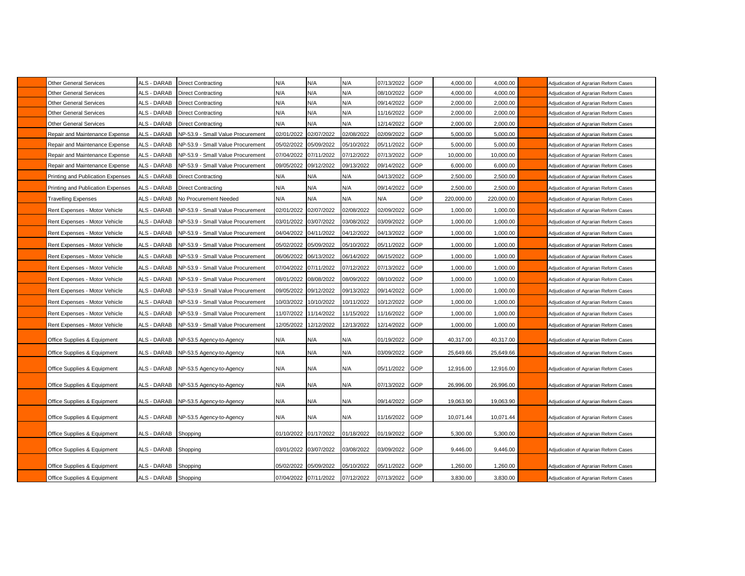| | | | | | | | | | | | | | |
|---|---|---|---|---|---|---|---|---|---|---|---|---|---|
| | Other General Services | ALS - DARAB | Direct Contracting | N/A | N/A | N/A | 07/13/2022 | GOP | 4,000.00 | 4,000.00 | | | Adjudication of Agrarian Reform Cases |
| | Other General Services | ALS - DARAB | Direct Contracting | N/A | N/A | N/A | 08/10/2022 | GOP | 4,000.00 | 4,000.00 | | | Adjudication of Agrarian Reform Cases |
| | Other General Services | ALS - DARAB | Direct Contracting | N/A | N/A | N/A | 09/14/2022 | GOP | 2,000.00 | 2,000.00 | | | Adjudication of Agrarian Reform Cases |
| | Other General Services | ALS - DARAB | Direct Contracting | N/A | N/A | N/A | 11/16/2022 | GOP | 2,000.00 | 2,000.00 | | | Adjudication of Agrarian Reform Cases |
| | Other General Services | ALS - DARAB | Direct Contracting | N/A | N/A | N/A | 12/14/2022 | GOP | 2,000.00 | 2,000.00 | | | Adjudication of Agrarian Reform Cases |
| | Repair and Maintenance Expense | ALS - DARAB | NP-53.9 - Small Value Procurement | 02/01/2022 | 02/07/2022 | 02/08/2022 | 02/09/2022 | GOP | 5,000.00 | 5,000.00 | | | Adjudication of Agrarian Reform Cases |
| | Repair and Maintenance Expense | ALS - DARAB | NP-53.9 - Small Value Procurement | 05/02/2022 | 05/09/2022 | 05/10/2022 | 05/11/2022 | GOP | 5,000.00 | 5,000.00 | | | Adjudication of Agrarian Reform Cases |
| | Repair and Maintenance Expense | ALS - DARAB | NP-53.9 - Small Value Procurement | 07/04/2022 | 07/11/2022 | 07/12/2022 | 07/13/2022 | GOP | 10,000.00 | 10,000.00 | | | Adjudication of Agrarian Reform Cases |
| | Repair and Maintenance Expense | ALS - DARAB | NP-53.9 - Small Value Procurement | 09/05/2022 | 09/12/2022 | 09/13/2022 | 09/14/2022 | GOP | 6,000.00 | 6,000.00 | | | Adjudication of Agrarian Reform Cases |
| | Printing and Publication Expenses | ALS - DARAB | Direct Contracting | N/A | N/A | N/A | 04/13/2022 | GOP | 2,500.00 | 2,500.00 | | | Adjudication of Agrarian Reform Cases |
| | Printing and Publication Expenses | ALS - DARAB | Direct Contracting | N/A | N/A | N/A | 09/14/2022 | GOP | 2,500.00 | 2,500.00 | | | Adjudication of Agrarian Reform Cases |
| | Travelling Expenses | ALS - DARAB | No Procurement Needed | N/A | N/A | N/A | N/A | GOP | 220,000.00 | 220,000.00 | | | Adjudication of Agrarian Reform Cases |
| | Rent Expenses - Motor Vehicle | ALS - DARAB | NP-53.9 - Small Value Procurement | 02/01/2022 | 02/07/2022 | 02/08/2022 | 02/09/2022 | GOP | 1,000.00 | 1,000.00 | | | Adjudication of Agrarian Reform Cases |
| | Rent Expenses - Motor Vehicle | ALS - DARAB | NP-53.9 - Small Value Procurement | 03/01/2022 | 03/07/2022 | 03/08/2022 | 03/09/2022 | GOP | 1,000.00 | 1,000.00 | | | Adjudication of Agrarian Reform Cases |
| | Rent Expenses - Motor Vehicle | ALS - DARAB | NP-53.9 - Small Value Procurement | 04/04/2022 | 04/11/2022 | 04/12/2022 | 04/13/2022 | GOP | 1,000.00 | 1,000.00 | | | Adjudication of Agrarian Reform Cases |
| | Rent Expenses - Motor Vehicle | ALS - DARAB | NP-53.9 - Small Value Procurement | 05/02/2022 | 05/09/2022 | 05/10/2022 | 05/11/2022 | GOP | 1,000.00 | 1,000.00 | | | Adjudication of Agrarian Reform Cases |
| | Rent Expenses - Motor Vehicle | ALS - DARAB | NP-53.9 - Small Value Procurement | 06/06/2022 | 06/13/2022 | 06/14/2022 | 06/15/2022 | GOP | 1,000.00 | 1,000.00 | | | Adjudication of Agrarian Reform Cases |
| | Rent Expenses - Motor Vehicle | ALS - DARAB | NP-53.9 - Small Value Procurement | 07/04/2022 | 07/11/2022 | 07/12/2022 | 07/13/2022 | GOP | 1,000.00 | 1,000.00 | | | Adjudication of Agrarian Reform Cases |
| | Rent Expenses - Motor Vehicle | ALS - DARAB | NP-53.9 - Small Value Procurement | 08/01/2022 | 08/08/2022 | 08/09/2022 | 08/10/2022 | GOP | 1,000.00 | 1,000.00 | | | Adjudication of Agrarian Reform Cases |
| | Rent Expenses - Motor Vehicle | ALS - DARAB | NP-53.9 - Small Value Procurement | 09/05/2022 | 09/12/2022 | 09/13/2022 | 09/14/2022 | GOP | 1,000.00 | 1,000.00 | | | Adjudication of Agrarian Reform Cases |
| | Rent Expenses - Motor Vehicle | ALS - DARAB | NP-53.9 - Small Value Procurement | 10/03/2022 | 10/10/2022 | 10/11/2022 | 10/12/2022 | GOP | 1,000.00 | 1,000.00 | | | Adjudication of Agrarian Reform Cases |
| | Rent Expenses - Motor Vehicle | ALS - DARAB | NP-53.9 - Small Value Procurement | 11/07/2022 | 11/14/2022 | 11/15/2022 | 11/16/2022 | GOP | 1,000.00 | 1,000.00 | | | Adjudication of Agrarian Reform Cases |
| | Rent Expenses - Motor Vehicle | ALS - DARAB | NP-53.9 - Small Value Procurement | 12/05/2022 | 12/12/2022 | 12/13/2022 | 12/14/2022 | GOP | 1,000.00 | 1,000.00 | | | Adjudication of Agrarian Reform Cases |
| | Office Supplies & Equipment | ALS - DARAB | NP-53.5 Agency-to-Agency | N/A | N/A | N/A | 01/19/2022 | GOP | 40,317.00 | 40,317.00 | | | Adjudication of Agrarian Reform Cases |
| | Office Supplies & Equipment | ALS - DARAB | NP-53.5 Agency-to-Agency | N/A | N/A | N/A | 03/09/2022 | GOP | 25,649.66 | 25,649.66 | | | Adjudication of Agrarian Reform Cases |
| | Office Supplies & Equipment | ALS - DARAB | NP-53.5 Agency-to-Agency | N/A | N/A | N/A | 05/11/2022 | GOP | 12,916.00 | 12,916.00 | | | Adjudication of Agrarian Reform Cases |
| | Office Supplies & Equipment | ALS - DARAB | NP-53.5 Agency-to-Agency | N/A | N/A | N/A | 07/13/2022 | GOP | 26,996.00 | 26,996.00 | | | Adjudication of Agrarian Reform Cases |
| | Office Supplies & Equipment | ALS - DARAB | NP-53.5 Agency-to-Agency | N/A | N/A | N/A | 09/14/2022 | GOP | 19,063.90 | 19,063.90 | | | Adjudication of Agrarian Reform Cases |
| | Office Supplies & Equipment | ALS - DARAB | NP-53.5 Agency-to-Agency | N/A | N/A | N/A | 11/16/2022 | GOP | 10,071.44 | 10,071.44 | | | Adjudication of Agrarian Reform Cases |
| | Office Supplies & Equipment | ALS - DARAB | Shopping | 01/10/2022 | 01/17/2022 | 01/18/2022 | 01/19/2022 | GOP | 5,300.00 | 5,300.00 | | | Adjudication of Agrarian Reform Cases |
| | Office Supplies & Equipment | ALS - DARAB | Shopping | 03/01/2022 | 03/07/2022 | 03/08/2022 | 03/09/2022 | GOP | 9,446.00 | 9,446.00 | | | Adjudication of Agrarian Reform Cases |
| | Office Supplies & Equipment | ALS - DARAB | Shopping | 05/02/2022 | 05/09/2022 | 05/10/2022 | 05/11/2022 | GOP | 1,260.00 | 1,260.00 | | | Adjudication of Agrarian Reform Cases |
| | Office Supplies & Equipment | ALS - DARAB | Shopping | 07/04/2022 | 07/11/2022 | 07/12/2022 | 07/13/2022 | GOP | 3,830.00 | 3,830.00 | | | Adjudication of Agrarian Reform Cases |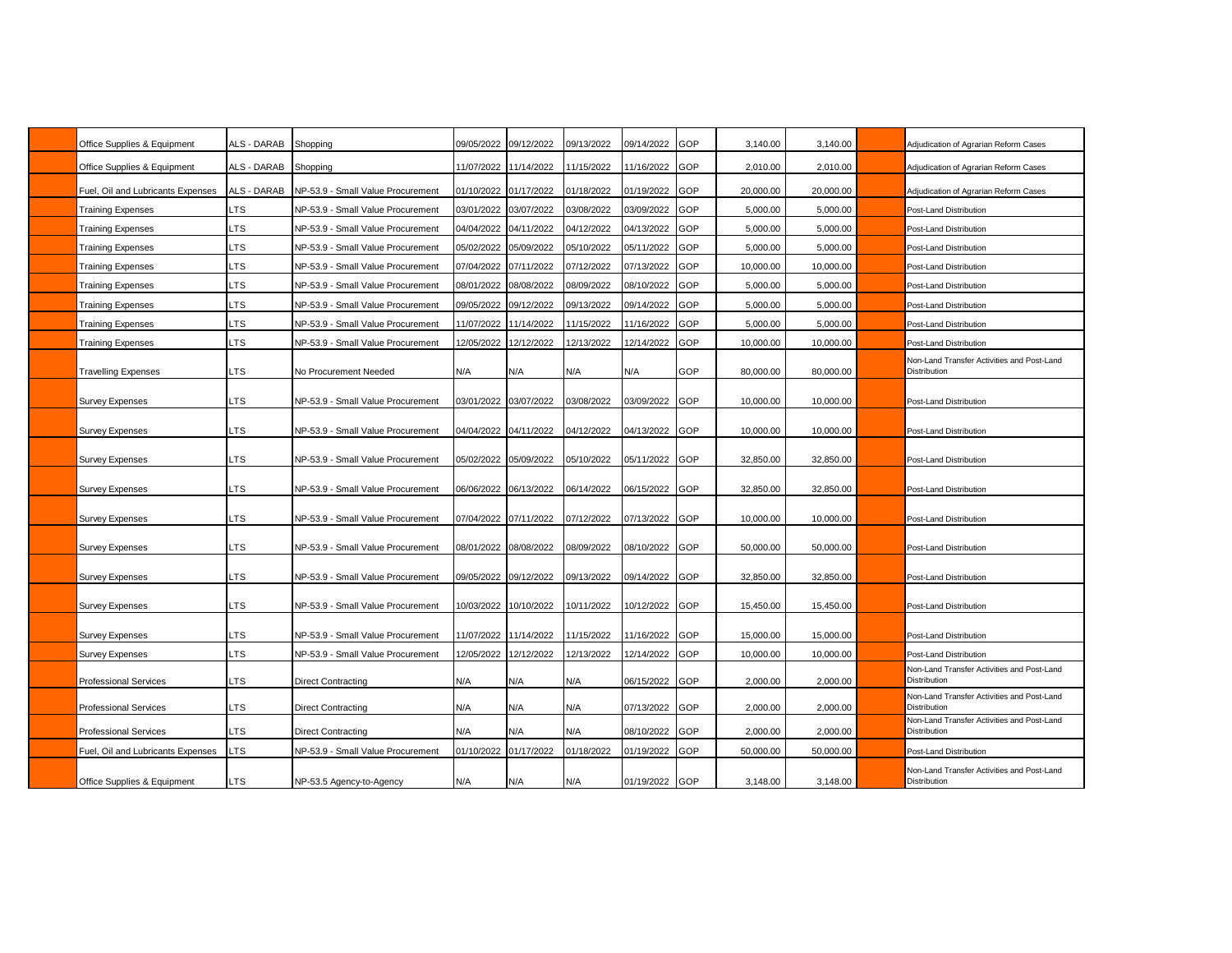| | | | | | | | | | | | | |
|---|---|---|---|---|---|---|---|---|---|---|---|---|
| | Office Supplies & Equipment | ALS - DARAB | Shopping | 09/05/2022 | 09/12/2022 | 09/13/2022 | 09/14/2022 | GOP | 3,140.00 | 3,140.00 | | Adjudication of Agrarian Reform Cases |
| | Office Supplies & Equipment | ALS - DARAB | Shopping | 11/07/2022 | 11/14/2022 | 11/15/2022 | 11/16/2022 | GOP | 2,010.00 | 2,010.00 | | Adjudication of Agrarian Reform Cases |
| | Fuel, Oil and Lubricants Expenses | ALS - DARAB | NP-53.9 - Small Value Procurement | 01/10/2022 | 01/17/2022 | 01/18/2022 | 01/19/2022 | GOP | 20,000.00 | 20,000.00 | | Adjudication of Agrarian Reform Cases |
| | Training Expenses | LTS | NP-53.9 - Small Value Procurement | 03/01/2022 | 03/07/2022 | 03/08/2022 | 03/09/2022 | GOP | 5,000.00 | 5,000.00 | | Post-Land Distribution |
| | Training Expenses | LTS | NP-53.9 - Small Value Procurement | 04/04/2022 | 04/11/2022 | 04/12/2022 | 04/13/2022 | GOP | 5,000.00 | 5,000.00 | | Post-Land Distribution |
| | Training Expenses | LTS | NP-53.9 - Small Value Procurement | 05/02/2022 | 05/09/2022 | 05/10/2022 | 05/11/2022 | GOP | 5,000.00 | 5,000.00 | | Post-Land Distribution |
| | Training Expenses | LTS | NP-53.9 - Small Value Procurement | 07/04/2022 | 07/11/2022 | 07/12/2022 | 07/13/2022 | GOP | 10,000.00 | 10,000.00 | | Post-Land Distribution |
| | Training Expenses | LTS | NP-53.9 - Small Value Procurement | 08/01/2022 | 08/08/2022 | 08/09/2022 | 08/10/2022 | GOP | 5,000.00 | 5,000.00 | | Post-Land Distribution |
| | Training Expenses | LTS | NP-53.9 - Small Value Procurement | 09/05/2022 | 09/12/2022 | 09/13/2022 | 09/14/2022 | GOP | 5,000.00 | 5,000.00 | | Post-Land Distribution |
| | Training Expenses | LTS | NP-53.9 - Small Value Procurement | 11/07/2022 | 11/14/2022 | 11/15/2022 | 11/16/2022 | GOP | 5,000.00 | 5,000.00 | | Post-Land Distribution |
| | Training Expenses | LTS | NP-53.9 - Small Value Procurement | 12/05/2022 | 12/12/2022 | 12/13/2022 | 12/14/2022 | GOP | 10,000.00 | 10,000.00 | | Post-Land Distribution |
| | Travelling Expenses | LTS | No Procurement Needed | N/A | N/A | N/A | N/A | GOP | 80,000.00 | 80,000.00 | | Non-Land Transfer Activities and Post-Land Distribution |
| | Survey Expenses | LTS | NP-53.9 - Small Value Procurement | 03/01/2022 | 03/07/2022 | 03/08/2022 | 03/09/2022 | GOP | 10,000.00 | 10,000.00 | | Post-Land Distribution |
| | Survey Expenses | LTS | NP-53.9 - Small Value Procurement | 04/04/2022 | 04/11/2022 | 04/12/2022 | 04/13/2022 | GOP | 10,000.00 | 10,000.00 | | Post-Land Distribution |
| | Survey Expenses | LTS | NP-53.9 - Small Value Procurement | 05/02/2022 | 05/09/2022 | 05/10/2022 | 05/11/2022 | GOP | 32,850.00 | 32,850.00 | | Post-Land Distribution |
| | Survey Expenses | LTS | NP-53.9 - Small Value Procurement | 06/06/2022 | 06/13/2022 | 06/14/2022 | 06/15/2022 | GOP | 32,850.00 | 32,850.00 | | Post-Land Distribution |
| | Survey Expenses | LTS | NP-53.9 - Small Value Procurement | 07/04/2022 | 07/11/2022 | 07/12/2022 | 07/13/2022 | GOP | 10,000.00 | 10,000.00 | | Post-Land Distribution |
| | Survey Expenses | LTS | NP-53.9 - Small Value Procurement | 08/01/2022 | 08/08/2022 | 08/09/2022 | 08/10/2022 | GOP | 50,000.00 | 50,000.00 | | Post-Land Distribution |
| | Survey Expenses | LTS | NP-53.9 - Small Value Procurement | 09/05/2022 | 09/12/2022 | 09/13/2022 | 09/14/2022 | GOP | 32,850.00 | 32,850.00 | | Post-Land Distribution |
| | Survey Expenses | LTS | NP-53.9 - Small Value Procurement | 10/03/2022 | 10/10/2022 | 10/11/2022 | 10/12/2022 | GOP | 15,450.00 | 15,450.00 | | Post-Land Distribution |
| | Survey Expenses | LTS | NP-53.9 - Small Value Procurement | 11/07/2022 | 11/14/2022 | 11/15/2022 | 11/16/2022 | GOP | 15,000.00 | 15,000.00 | | Post-Land Distribution |
| | Survey Expenses | LTS | NP-53.9 - Small Value Procurement | 12/05/2022 | 12/12/2022 | 12/13/2022 | 12/14/2022 | GOP | 10,000.00 | 10,000.00 | | Post-Land Distribution |
| | Professional Services | LTS | Direct Contracting | N/A | N/A | N/A | 06/15/2022 | GOP | 2,000.00 | 2,000.00 | | Non-Land Transfer Activities and Post-Land Distribution |
| | Professional Services | LTS | Direct Contracting | N/A | N/A | N/A | 07/13/2022 | GOP | 2,000.00 | 2,000.00 | | Non-Land Transfer Activities and Post-Land Distribution |
| | Professional Services | LTS | Direct Contracting | N/A | N/A | N/A | 08/10/2022 | GOP | 2,000.00 | 2,000.00 | | Non-Land Transfer Activities and Post-Land Distribution |
| | Fuel, Oil and Lubricants Expenses | LTS | NP-53.9 - Small Value Procurement | 01/10/2022 | 01/17/2022 | 01/18/2022 | 01/19/2022 | GOP | 50,000.00 | 50,000.00 | | Post-Land Distribution |
| | Office Supplies & Equipment | LTS | NP-53.5 Agency-to-Agency | N/A | N/A | N/A | 01/19/2022 | GOP | 3,148.00 | 3,148.00 | | Non-Land Transfer Activities and Post-Land Distribution |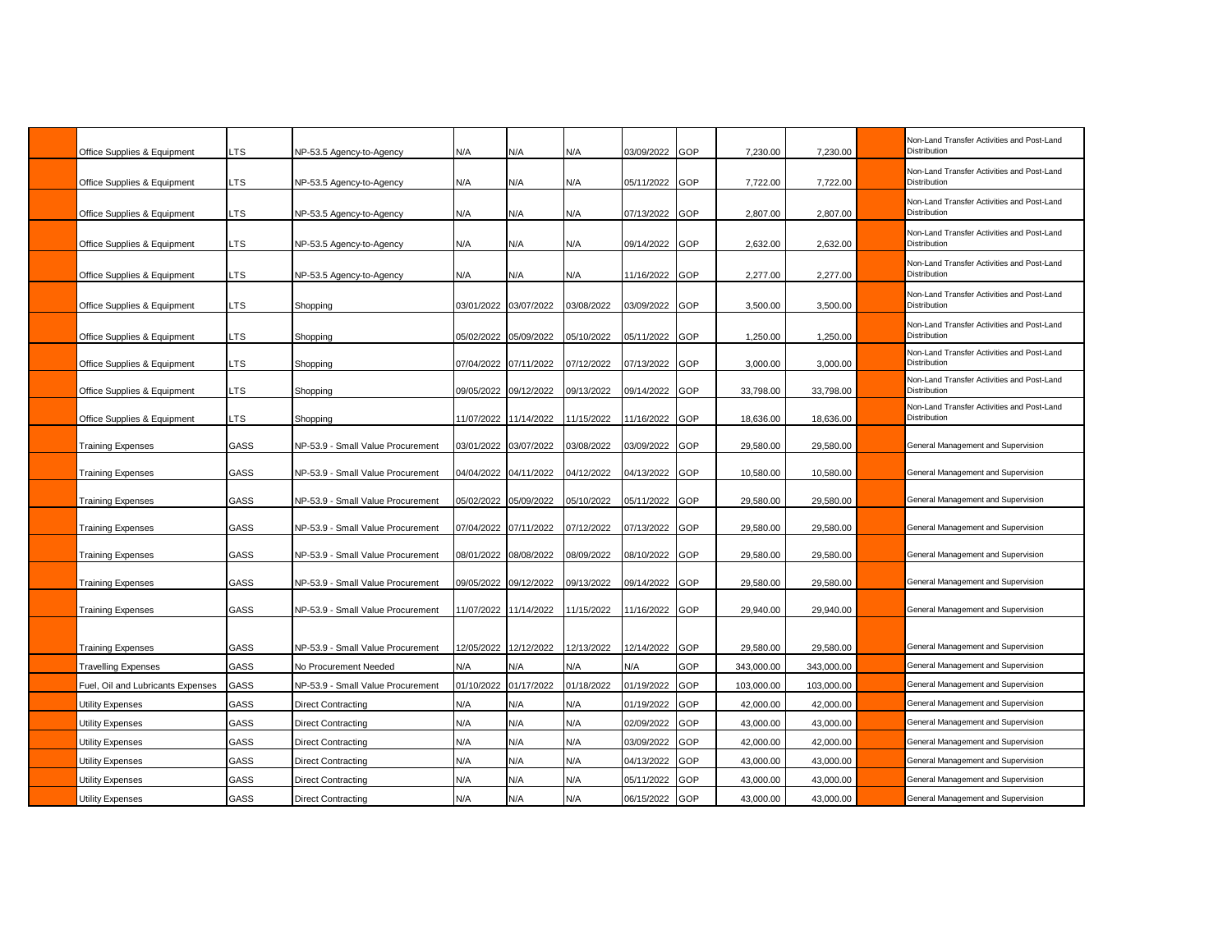| | | | | | | | | | | | | | |
|---|---|---|---|---|---|---|---|---|---|---|---|---|---|
| | Office Supplies & Equipment | LTS | NP-53.5 Agency-to-Agency | N/A | N/A | N/A | 03/09/2022 | GOP | 7,230.00 | 7,230.00 | | | Non-Land Transfer Activities and Post-Land Distribution |
| | Office Supplies & Equipment | LTS | NP-53.5 Agency-to-Agency | N/A | N/A | N/A | 05/11/2022 | GOP | 7,722.00 | 7,722.00 | | | Non-Land Transfer Activities and Post-Land Distribution |
| | Office Supplies & Equipment | LTS | NP-53.5 Agency-to-Agency | N/A | N/A | N/A | 07/13/2022 | GOP | 2,807.00 | 2,807.00 | | | Non-Land Transfer Activities and Post-Land Distribution |
| | Office Supplies & Equipment | LTS | NP-53.5 Agency-to-Agency | N/A | N/A | N/A | 09/14/2022 | GOP | 2,632.00 | 2,632.00 | | | Non-Land Transfer Activities and Post-Land Distribution |
| | Office Supplies & Equipment | LTS | NP-53.5 Agency-to-Agency | N/A | N/A | N/A | 11/16/2022 | GOP | 2,277.00 | 2,277.00 | | | Non-Land Transfer Activities and Post-Land Distribution |
| | Office Supplies & Equipment | LTS | Shopping | 03/01/2022 | 03/07/2022 | 03/08/2022 | 03/09/2022 | GOP | 3,500.00 | 3,500.00 | | | Non-Land Transfer Activities and Post-Land Distribution |
| | Office Supplies & Equipment | LTS | Shopping | 05/02/2022 | 05/09/2022 | 05/10/2022 | 05/11/2022 | GOP | 1,250.00 | 1,250.00 | | | Non-Land Transfer Activities and Post-Land Distribution |
| | Office Supplies & Equipment | LTS | Shopping | 07/04/2022 | 07/11/2022 | 07/12/2022 | 07/13/2022 | GOP | 3,000.00 | 3,000.00 | | | Non-Land Transfer Activities and Post-Land Distribution |
| | Office Supplies & Equipment | LTS | Shopping | 09/05/2022 | 09/12/2022 | 09/13/2022 | 09/14/2022 | GOP | 33,798.00 | 33,798.00 | | | Non-Land Transfer Activities and Post-Land Distribution |
| | Office Supplies & Equipment | LTS | Shopping | 11/07/2022 | 11/14/2022 | 11/15/2022 | 11/16/2022 | GOP | 18,636.00 | 18,636.00 | | | Non-Land Transfer Activities and Post-Land Distribution |
| | Training Expenses | GASS | NP-53.9 - Small Value Procurement | 03/01/2022 | 03/07/2022 | 03/08/2022 | 03/09/2022 | GOP | 29,580.00 | 29,580.00 | | | General Management and Supervision |
| | Training Expenses | GASS | NP-53.9 - Small Value Procurement | 04/04/2022 | 04/11/2022 | 04/12/2022 | 04/13/2022 | GOP | 10,580.00 | 10,580.00 | | | General Management and Supervision |
| | Training Expenses | GASS | NP-53.9 - Small Value Procurement | 05/02/2022 | 05/09/2022 | 05/10/2022 | 05/11/2022 | GOP | 29,580.00 | 29,580.00 | | | General Management and Supervision |
| | Training Expenses | GASS | NP-53.9 - Small Value Procurement | 07/04/2022 | 07/11/2022 | 07/12/2022 | 07/13/2022 | GOP | 29,580.00 | 29,580.00 | | | General Management and Supervision |
| | Training Expenses | GASS | NP-53.9 - Small Value Procurement | 08/01/2022 | 08/08/2022 | 08/09/2022 | 08/10/2022 | GOP | 29,580.00 | 29,580.00 | | | General Management and Supervision |
| | Training Expenses | GASS | NP-53.9 - Small Value Procurement | 09/05/2022 | 09/12/2022 | 09/13/2022 | 09/14/2022 | GOP | 29,580.00 | 29,580.00 | | | General Management and Supervision |
| | Training Expenses | GASS | NP-53.9 - Small Value Procurement | 11/07/2022 | 11/14/2022 | 11/15/2022 | 11/16/2022 | GOP | 29,940.00 | 29,940.00 | | | General Management and Supervision |
| | Training Expenses | GASS | NP-53.9 - Small Value Procurement | 12/05/2022 | 12/12/2022 | 12/13/2022 | 12/14/2022 | GOP | 29,580.00 | 29,580.00 | | | General Management and Supervision |
| | Travelling Expenses | GASS | No Procurement Needed | N/A | N/A | N/A | N/A | GOP | 343,000.00 | 343,000.00 | | | General Management and Supervision |
| | Fuel, Oil and Lubricants Expenses | GASS | NP-53.9 - Small Value Procurement | 01/10/2022 | 01/17/2022 | 01/18/2022 | 01/19/2022 | GOP | 103,000.00 | 103,000.00 | | | General Management and Supervision |
| | Utility Expenses | GASS | Direct Contracting | N/A | N/A | N/A | 01/19/2022 | GOP | 42,000.00 | 42,000.00 | | | General Management and Supervision |
| | Utility Expenses | GASS | Direct Contracting | N/A | N/A | N/A | 02/09/2022 | GOP | 43,000.00 | 43,000.00 | | | General Management and Supervision |
| | Utility Expenses | GASS | Direct Contracting | N/A | N/A | N/A | 03/09/2022 | GOP | 42,000.00 | 42,000.00 | | | General Management and Supervision |
| | Utility Expenses | GASS | Direct Contracting | N/A | N/A | N/A | 04/13/2022 | GOP | 43,000.00 | 43,000.00 | | | General Management and Supervision |
| | Utility Expenses | GASS | Direct Contracting | N/A | N/A | N/A | 05/11/2022 | GOP | 43,000.00 | 43,000.00 | | | General Management and Supervision |
| | Utility Expenses | GASS | Direct Contracting | N/A | N/A | N/A | 06/15/2022 | GOP | 43,000.00 | 43,000.00 | | | General Management and Supervision |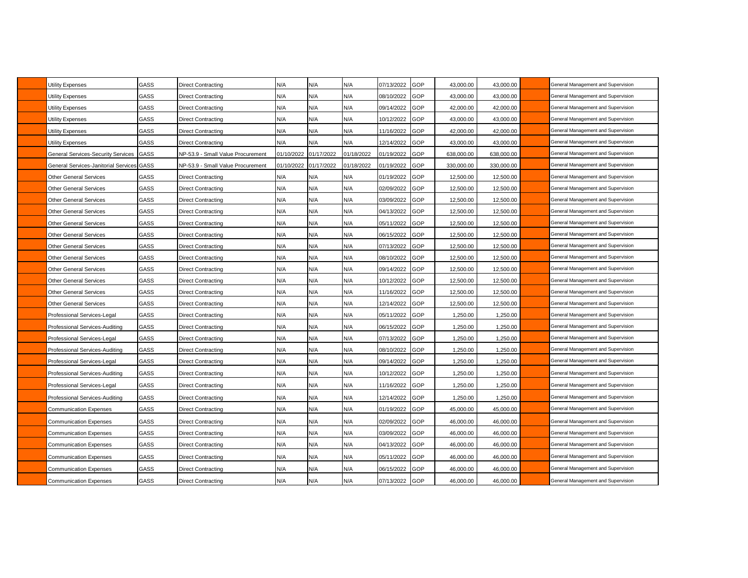| | | | | | | | | | | | | |
|---|---|---|---|---|---|---|---|---|---|---|---|---|
| | Utility Expenses | GASS | Direct Contracting | N/A | N/A | N/A | 07/13/2022 | GOP | 43,000.00 | 43,000.00 | | General Management and Supervision |
| | Utility Expenses | GASS | Direct Contracting | N/A | N/A | N/A | 08/10/2022 | GOP | 43,000.00 | 43,000.00 | | General Management and Supervision |
| | Utility Expenses | GASS | Direct Contracting | N/A | N/A | N/A | 09/14/2022 | GOP | 42,000.00 | 42,000.00 | | General Management and Supervision |
| | Utility Expenses | GASS | Direct Contracting | N/A | N/A | N/A | 10/12/2022 | GOP | 43,000.00 | 43,000.00 | | General Management and Supervision |
| | Utility Expenses | GASS | Direct Contracting | N/A | N/A | N/A | 11/16/2022 | GOP | 42,000.00 | 42,000.00 | | General Management and Supervision |
| | Utility Expenses | GASS | Direct Contracting | N/A | N/A | N/A | 12/14/2022 | GOP | 43,000.00 | 43,000.00 | | General Management and Supervision |
| | General Services-Security Services | GASS | NP-53.9 - Small Value Procurement | 01/10/2022 | 01/17/2022 | 01/18/2022 | 01/19/2022 | GOP | 638,000.00 | 638,000.00 | | General Management and Supervision |
| | General Services-Janitorial Services | GASS | NP-53.9 - Small Value Procurement | 01/10/2022 | 01/17/2022 | 01/18/2022 | 01/19/2022 | GOP | 330,000.00 | 330,000.00 | | General Management and Supervision |
| | Other General Services | GASS | Direct Contracting | N/A | N/A | N/A | 01/19/2022 | GOP | 12,500.00 | 12,500.00 | | General Management and Supervision |
| | Other General Services | GASS | Direct Contracting | N/A | N/A | N/A | 02/09/2022 | GOP | 12,500.00 | 12,500.00 | | General Management and Supervision |
| | Other General Services | GASS | Direct Contracting | N/A | N/A | N/A | 03/09/2022 | GOP | 12,500.00 | 12,500.00 | | General Management and Supervision |
| | Other General Services | GASS | Direct Contracting | N/A | N/A | N/A | 04/13/2022 | GOP | 12,500.00 | 12,500.00 | | General Management and Supervision |
| | Other General Services | GASS | Direct Contracting | N/A | N/A | N/A | 05/11/2022 | GOP | 12,500.00 | 12,500.00 | | General Management and Supervision |
| | Other General Services | GASS | Direct Contracting | N/A | N/A | N/A | 06/15/2022 | GOP | 12,500.00 | 12,500.00 | | General Management and Supervision |
| | Other General Services | GASS | Direct Contracting | N/A | N/A | N/A | 07/13/2022 | GOP | 12,500.00 | 12,500.00 | | General Management and Supervision |
| | Other General Services | GASS | Direct Contracting | N/A | N/A | N/A | 08/10/2022 | GOP | 12,500.00 | 12,500.00 | | General Management and Supervision |
| | Other General Services | GASS | Direct Contracting | N/A | N/A | N/A | 09/14/2022 | GOP | 12,500.00 | 12,500.00 | | General Management and Supervision |
| | Other General Services | GASS | Direct Contracting | N/A | N/A | N/A | 10/12/2022 | GOP | 12,500.00 | 12,500.00 | | General Management and Supervision |
| | Other General Services | GASS | Direct Contracting | N/A | N/A | N/A | 11/16/2022 | GOP | 12,500.00 | 12,500.00 | | General Management and Supervision |
| | Other General Services | GASS | Direct Contracting | N/A | N/A | N/A | 12/14/2022 | GOP | 12,500.00 | 12,500.00 | | General Management and Supervision |
| | Professional Services-Legal | GASS | Direct Contracting | N/A | N/A | N/A | 05/11/2022 | GOP | 1,250.00 | 1,250.00 | | General Management and Supervision |
| | Professional Services-Auditing | GASS | Direct Contracting | N/A | N/A | N/A | 06/15/2022 | GOP | 1,250.00 | 1,250.00 | | General Management and Supervision |
| | Professional Services-Legal | GASS | Direct Contracting | N/A | N/A | N/A | 07/13/2022 | GOP | 1,250.00 | 1,250.00 | | General Management and Supervision |
| | Professional Services-Auditing | GASS | Direct Contracting | N/A | N/A | N/A | 08/10/2022 | GOP | 1,250.00 | 1,250.00 | | General Management and Supervision |
| | Professional Services-Legal | GASS | Direct Contracting | N/A | N/A | N/A | 09/14/2022 | GOP | 1,250.00 | 1,250.00 | | General Management and Supervision |
| | Professional Services-Auditing | GASS | Direct Contracting | N/A | N/A | N/A | 10/12/2022 | GOP | 1,250.00 | 1,250.00 | | General Management and Supervision |
| | Professional Services-Legal | GASS | Direct Contracting | N/A | N/A | N/A | 11/16/2022 | GOP | 1,250.00 | 1,250.00 | | General Management and Supervision |
| | Professional Services-Auditing | GASS | Direct Contracting | N/A | N/A | N/A | 12/14/2022 | GOP | 1,250.00 | 1,250.00 | | General Management and Supervision |
| | Communication Expenses | GASS | Direct Contracting | N/A | N/A | N/A | 01/19/2022 | GOP | 45,000.00 | 45,000.00 | | General Management and Supervision |
| | Communication Expenses | GASS | Direct Contracting | N/A | N/A | N/A | 02/09/2022 | GOP | 46,000.00 | 46,000.00 | | General Management and Supervision |
| | Communication Expenses | GASS | Direct Contracting | N/A | N/A | N/A | 03/09/2022 | GOP | 46,000.00 | 46,000.00 | | General Management and Supervision |
| | Communication Expenses | GASS | Direct Contracting | N/A | N/A | N/A | 04/13/2022 | GOP | 46,000.00 | 46,000.00 | | General Management and Supervision |
| | Communication Expenses | GASS | Direct Contracting | N/A | N/A | N/A | 05/11/2022 | GOP | 46,000.00 | 46,000.00 | | General Management and Supervision |
| | Communication Expenses | GASS | Direct Contracting | N/A | N/A | N/A | 06/15/2022 | GOP | 46,000.00 | 46,000.00 | | General Management and Supervision |
| | Communication Expenses | GASS | Direct Contracting | N/A | N/A | N/A | 07/13/2022 | GOP | 46,000.00 | 46,000.00 | | General Management and Supervision |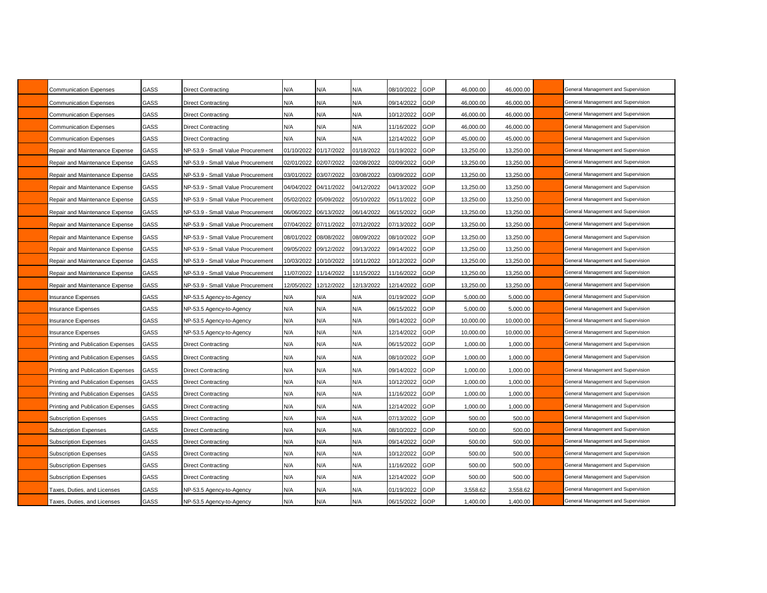| | | | | | | | | | | | | |
|---|---|---|---|---|---|---|---|---|---|---|---|---|
| | Communication Expenses | GASS | Direct Contracting | N/A | N/A | N/A | 08/10/2022 | GOP | 46,000.00 | 46,000.00 | | General Management and Supervision |
| | Communication Expenses | GASS | Direct Contracting | N/A | N/A | N/A | 09/14/2022 | GOP | 46,000.00 | 46,000.00 | | General Management and Supervision |
| | Communication Expenses | GASS | Direct Contracting | N/A | N/A | N/A | 10/12/2022 | GOP | 46,000.00 | 46,000.00 | | General Management and Supervision |
| | Communication Expenses | GASS | Direct Contracting | N/A | N/A | N/A | 11/16/2022 | GOP | 46,000.00 | 46,000.00 | | General Management and Supervision |
| | Communication Expenses | GASS | Direct Contracting | N/A | N/A | N/A | 12/14/2022 | GOP | 45,000.00 | 45,000.00 | | General Management and Supervision |
| | Repair and Maintenance Expense | GASS | NP-53.9 - Small Value Procurement | 01/10/2022 | 01/17/2022 | 01/18/2022 | 01/19/2022 | GOP | 13,250.00 | 13,250.00 | | General Management and Supervision |
| | Repair and Maintenance Expense | GASS | NP-53.9 - Small Value Procurement | 02/01/2022 | 02/07/2022 | 02/08/2022 | 02/09/2022 | GOP | 13,250.00 | 13,250.00 | | General Management and Supervision |
| | Repair and Maintenance Expense | GASS | NP-53.9 - Small Value Procurement | 03/01/2022 | 03/07/2022 | 03/08/2022 | 03/09/2022 | GOP | 13,250.00 | 13,250.00 | | General Management and Supervision |
| | Repair and Maintenance Expense | GASS | NP-53.9 - Small Value Procurement | 04/04/2022 | 04/11/2022 | 04/12/2022 | 04/13/2022 | GOP | 13,250.00 | 13,250.00 | | General Management and Supervision |
| | Repair and Maintenance Expense | GASS | NP-53.9 - Small Value Procurement | 05/02/2022 | 05/09/2022 | 05/10/2022 | 05/11/2022 | GOP | 13,250.00 | 13,250.00 | | General Management and Supervision |
| | Repair and Maintenance Expense | GASS | NP-53.9 - Small Value Procurement | 06/06/2022 | 06/13/2022 | 06/14/2022 | 06/15/2022 | GOP | 13,250.00 | 13,250.00 | | General Management and Supervision |
| | Repair and Maintenance Expense | GASS | NP-53.9 - Small Value Procurement | 07/04/2022 | 07/11/2022 | 07/12/2022 | 07/13/2022 | GOP | 13,250.00 | 13,250.00 | | General Management and Supervision |
| | Repair and Maintenance Expense | GASS | NP-53.9 - Small Value Procurement | 08/01/2022 | 08/08/2022 | 08/09/2022 | 08/10/2022 | GOP | 13,250.00 | 13,250.00 | | General Management and Supervision |
| | Repair and Maintenance Expense | GASS | NP-53.9 - Small Value Procurement | 09/05/2022 | 09/12/2022 | 09/13/2022 | 09/14/2022 | GOP | 13,250.00 | 13,250.00 | | General Management and Supervision |
| | Repair and Maintenance Expense | GASS | NP-53.9 - Small Value Procurement | 10/03/2022 | 10/10/2022 | 10/11/2022 | 10/12/2022 | GOP | 13,250.00 | 13,250.00 | | General Management and Supervision |
| | Repair and Maintenance Expense | GASS | NP-53.9 - Small Value Procurement | 11/07/2022 | 11/14/2022 | 11/15/2022 | 11/16/2022 | GOP | 13,250.00 | 13,250.00 | | General Management and Supervision |
| | Repair and Maintenance Expense | GASS | NP-53.9 - Small Value Procurement | 12/05/2022 | 12/12/2022 | 12/13/2022 | 12/14/2022 | GOP | 13,250.00 | 13,250.00 | | General Management and Supervision |
| | Insurance Expenses | GASS | NP-53.5 Agency-to-Agency | N/A | N/A | N/A | 01/19/2022 | GOP | 5,000.00 | 5,000.00 | | General Management and Supervision |
| | Insurance Expenses | GASS | NP-53.5 Agency-to-Agency | N/A | N/A | N/A | 06/15/2022 | GOP | 5,000.00 | 5,000.00 | | General Management and Supervision |
| | Insurance Expenses | GASS | NP-53.5 Agency-to-Agency | N/A | N/A | N/A | 09/14/2022 | GOP | 10,000.00 | 10,000.00 | | General Management and Supervision |
| | Insurance Expenses | GASS | NP-53.5 Agency-to-Agency | N/A | N/A | N/A | 12/14/2022 | GOP | 10,000.00 | 10,000.00 | | General Management and Supervision |
| | Printing and Publication Expenses | GASS | Direct Contracting | N/A | N/A | N/A | 06/15/2022 | GOP | 1,000.00 | 1,000.00 | | General Management and Supervision |
| | Printing and Publication Expenses | GASS | Direct Contracting | N/A | N/A | N/A | 08/10/2022 | GOP | 1,000.00 | 1,000.00 | | General Management and Supervision |
| | Printing and Publication Expenses | GASS | Direct Contracting | N/A | N/A | N/A | 09/14/2022 | GOP | 1,000.00 | 1,000.00 | | General Management and Supervision |
| | Printing and Publication Expenses | GASS | Direct Contracting | N/A | N/A | N/A | 10/12/2022 | GOP | 1,000.00 | 1,000.00 | | General Management and Supervision |
| | Printing and Publication Expenses | GASS | Direct Contracting | N/A | N/A | N/A | 11/16/2022 | GOP | 1,000.00 | 1,000.00 | | General Management and Supervision |
| | Printing and Publication Expenses | GASS | Direct Contracting | N/A | N/A | N/A | 12/14/2022 | GOP | 1,000.00 | 1,000.00 | | General Management and Supervision |
| | Subscription Expenses | GASS | Direct Contracting | N/A | N/A | N/A | 07/13/2022 | GOP | 500.00 | 500.00 | | General Management and Supervision |
| | Subscription Expenses | GASS | Direct Contracting | N/A | N/A | N/A | 08/10/2022 | GOP | 500.00 | 500.00 | | General Management and Supervision |
| | Subscription Expenses | GASS | Direct Contracting | N/A | N/A | N/A | 09/14/2022 | GOP | 500.00 | 500.00 | | General Management and Supervision |
| | Subscription Expenses | GASS | Direct Contracting | N/A | N/A | N/A | 10/12/2022 | GOP | 500.00 | 500.00 | | General Management and Supervision |
| | Subscription Expenses | GASS | Direct Contracting | N/A | N/A | N/A | 11/16/2022 | GOP | 500.00 | 500.00 | | General Management and Supervision |
| | Subscription Expenses | GASS | Direct Contracting | N/A | N/A | N/A | 12/14/2022 | GOP | 500.00 | 500.00 | | General Management and Supervision |
| | Taxes, Duties, and Licenses | GASS | NP-53.5 Agency-to-Agency | N/A | N/A | N/A | 01/19/2022 | GOP | 3,558.62 | 3,558.62 | | General Management and Supervision |
| | Taxes, Duties, and Licenses | GASS | NP-53.5 Agency-to-Agency | N/A | N/A | N/A | 06/15/2022 | GOP | 1,400.00 | 1,400.00 | | General Management and Supervision |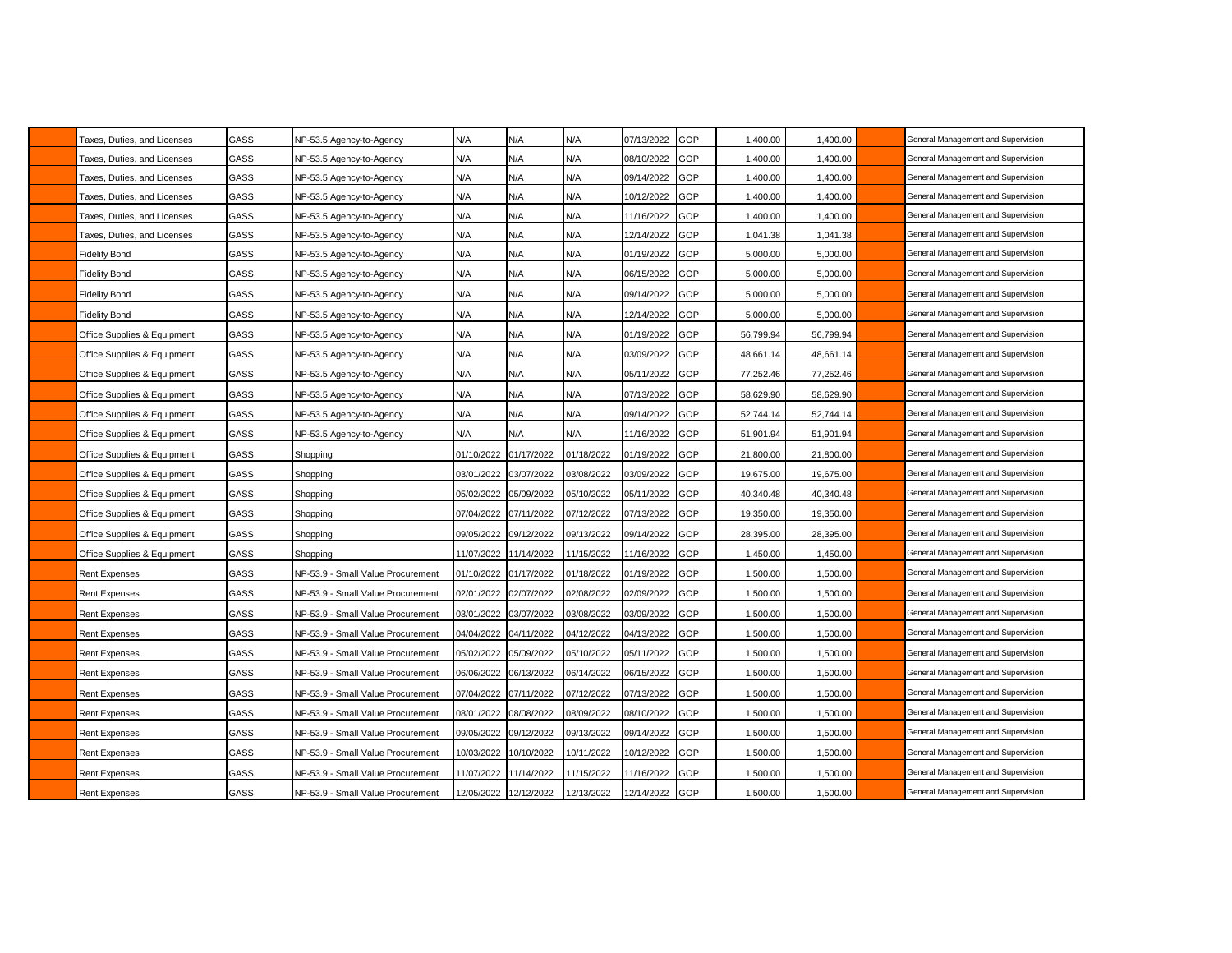| | | | | | | | | | | | | | |
|---|---|---|---|---|---|---|---|---|---|---|---|---|---|
| | Taxes, Duties, and Licenses | GASS | NP-53.5 Agency-to-Agency | N/A | N/A | N/A | 07/13/2022 | GOP | 1,400.00 | 1,400.00 | | General Management and Supervision |
| | Taxes, Duties, and Licenses | GASS | NP-53.5 Agency-to-Agency | N/A | N/A | N/A | 08/10/2022 | GOP | 1,400.00 | 1,400.00 | | General Management and Supervision |
| | Taxes, Duties, and Licenses | GASS | NP-53.5 Agency-to-Agency | N/A | N/A | N/A | 09/14/2022 | GOP | 1,400.00 | 1,400.00 | | General Management and Supervision |
| | Taxes, Duties, and Licenses | GASS | NP-53.5 Agency-to-Agency | N/A | N/A | N/A | 10/12/2022 | GOP | 1,400.00 | 1,400.00 | | General Management and Supervision |
| | Taxes, Duties, and Licenses | GASS | NP-53.5 Agency-to-Agency | N/A | N/A | N/A | 11/16/2022 | GOP | 1,400.00 | 1,400.00 | | General Management and Supervision |
| | Taxes, Duties, and Licenses | GASS | NP-53.5 Agency-to-Agency | N/A | N/A | N/A | 12/14/2022 | GOP | 1,041.38 | 1,041.38 | | General Management and Supervision |
| | Fidelity Bond | GASS | NP-53.5 Agency-to-Agency | N/A | N/A | N/A | 01/19/2022 | GOP | 5,000.00 | 5,000.00 | | General Management and Supervision |
| | Fidelity Bond | GASS | NP-53.5 Agency-to-Agency | N/A | N/A | N/A | 06/15/2022 | GOP | 5,000.00 | 5,000.00 | | General Management and Supervision |
| | Fidelity Bond | GASS | NP-53.5 Agency-to-Agency | N/A | N/A | N/A | 09/14/2022 | GOP | 5,000.00 | 5,000.00 | | General Management and Supervision |
| | Fidelity Bond | GASS | NP-53.5 Agency-to-Agency | N/A | N/A | N/A | 12/14/2022 | GOP | 5,000.00 | 5,000.00 | | General Management and Supervision |
| | Office Supplies & Equipment | GASS | NP-53.5 Agency-to-Agency | N/A | N/A | N/A | 01/19/2022 | GOP | 56,799.94 | 56,799.94 | | General Management and Supervision |
| | Office Supplies & Equipment | GASS | NP-53.5 Agency-to-Agency | N/A | N/A | N/A | 03/09/2022 | GOP | 48,661.14 | 48,661.14 | | General Management and Supervision |
| | Office Supplies & Equipment | GASS | NP-53.5 Agency-to-Agency | N/A | N/A | N/A | 05/11/2022 | GOP | 77,252.46 | 77,252.46 | | General Management and Supervision |
| | Office Supplies & Equipment | GASS | NP-53.5 Agency-to-Agency | N/A | N/A | N/A | 07/13/2022 | GOP | 58,629.90 | 58,629.90 | | General Management and Supervision |
| | Office Supplies & Equipment | GASS | NP-53.5 Agency-to-Agency | N/A | N/A | N/A | 09/14/2022 | GOP | 52,744.14 | 52,744.14 | | General Management and Supervision |
| | Office Supplies & Equipment | GASS | NP-53.5 Agency-to-Agency | N/A | N/A | N/A | 11/16/2022 | GOP | 51,901.94 | 51,901.94 | | General Management and Supervision |
| | Office Supplies & Equipment | GASS | Shopping | 01/10/2022 | 01/17/2022 | 01/18/2022 | 01/19/2022 | GOP | 21,800.00 | 21,800.00 | | General Management and Supervision |
| | Office Supplies & Equipment | GASS | Shopping | 03/01/2022 | 03/07/2022 | 03/08/2022 | 03/09/2022 | GOP | 19,675.00 | 19,675.00 | | General Management and Supervision |
| | Office Supplies & Equipment | GASS | Shopping | 05/02/2022 | 05/09/2022 | 05/10/2022 | 05/11/2022 | GOP | 40,340.48 | 40,340.48 | | General Management and Supervision |
| | Office Supplies & Equipment | GASS | Shopping | 07/04/2022 | 07/11/2022 | 07/12/2022 | 07/13/2022 | GOP | 19,350.00 | 19,350.00 | | General Management and Supervision |
| | Office Supplies & Equipment | GASS | Shopping | 09/05/2022 | 09/12/2022 | 09/13/2022 | 09/14/2022 | GOP | 28,395.00 | 28,395.00 | | General Management and Supervision |
| | Office Supplies & Equipment | GASS | Shopping | 11/07/2022 | 11/14/2022 | 11/15/2022 | 11/16/2022 | GOP | 1,450.00 | 1,450.00 | | General Management and Supervision |
| | Rent Expenses | GASS | NP-53.9 - Small Value Procurement | 01/10/2022 | 01/17/2022 | 01/18/2022 | 01/19/2022 | GOP | 1,500.00 | 1,500.00 | | General Management and Supervision |
| | Rent Expenses | GASS | NP-53.9 - Small Value Procurement | 02/01/2022 | 02/07/2022 | 02/08/2022 | 02/09/2022 | GOP | 1,500.00 | 1,500.00 | | General Management and Supervision |
| | Rent Expenses | GASS | NP-53.9 - Small Value Procurement | 03/01/2022 | 03/07/2022 | 03/08/2022 | 03/09/2022 | GOP | 1,500.00 | 1,500.00 | | General Management and Supervision |
| | Rent Expenses | GASS | NP-53.9 - Small Value Procurement | 04/04/2022 | 04/11/2022 | 04/12/2022 | 04/13/2022 | GOP | 1,500.00 | 1,500.00 | | General Management and Supervision |
| | Rent Expenses | GASS | NP-53.9 - Small Value Procurement | 05/02/2022 | 05/09/2022 | 05/10/2022 | 05/11/2022 | GOP | 1,500.00 | 1,500.00 | | General Management and Supervision |
| | Rent Expenses | GASS | NP-53.9 - Small Value Procurement | 06/06/2022 | 06/13/2022 | 06/14/2022 | 06/15/2022 | GOP | 1,500.00 | 1,500.00 | | General Management and Supervision |
| | Rent Expenses | GASS | NP-53.9 - Small Value Procurement | 07/04/2022 | 07/11/2022 | 07/12/2022 | 07/13/2022 | GOP | 1,500.00 | 1,500.00 | | General Management and Supervision |
| | Rent Expenses | GASS | NP-53.9 - Small Value Procurement | 08/01/2022 | 08/08/2022 | 08/09/2022 | 08/10/2022 | GOP | 1,500.00 | 1,500.00 | | General Management and Supervision |
| | Rent Expenses | GASS | NP-53.9 - Small Value Procurement | 09/05/2022 | 09/12/2022 | 09/13/2022 | 09/14/2022 | GOP | 1,500.00 | 1,500.00 | | General Management and Supervision |
| | Rent Expenses | GASS | NP-53.9 - Small Value Procurement | 10/03/2022 | 10/10/2022 | 10/11/2022 | 10/12/2022 | GOP | 1,500.00 | 1,500.00 | | General Management and Supervision |
| | Rent Expenses | GASS | NP-53.9 - Small Value Procurement | 11/07/2022 | 11/14/2022 | 11/15/2022 | 11/16/2022 | GOP | 1,500.00 | 1,500.00 | | General Management and Supervision |
| | Rent Expenses | GASS | NP-53.9 - Small Value Procurement | 12/05/2022 | 12/12/2022 | 12/13/2022 | 12/14/2022 | GOP | 1,500.00 | 1,500.00 | | General Management and Supervision |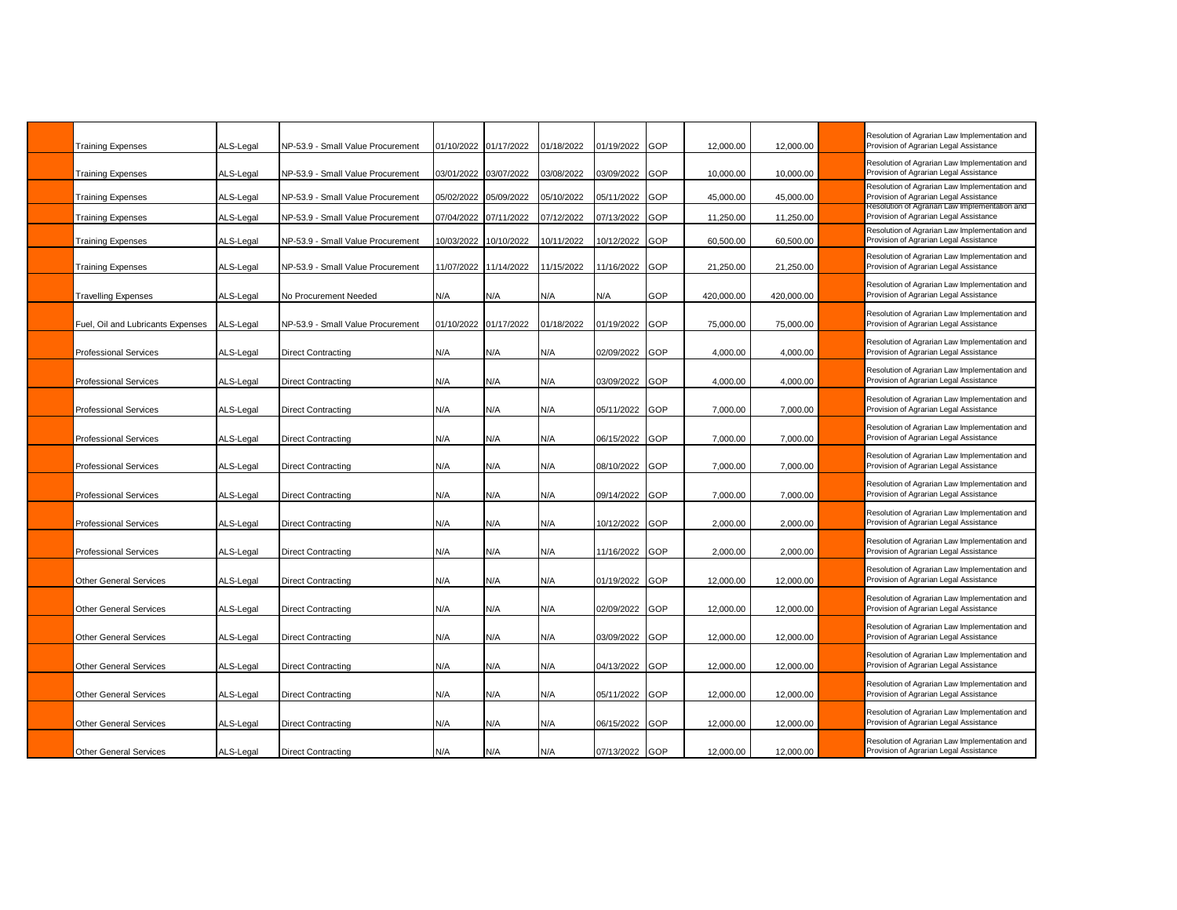| | | | | | | | | | | | | | |
|---|---|---|---|---|---|---|---|---|---|---|---|---|---|
| | Training Expenses | ALS-Legal | NP-53.9 - Small Value Procurement | 01/10/2022 | 01/17/2022 | 01/18/2022 | 01/19/2022 | GOP | 12,000.00 | 12,000.00 | | | Resolution of Agrarian Law Implementation and Provision of Agrarian Legal Assistance |
| | Training Expenses | ALS-Legal | NP-53.9 - Small Value Procurement | 03/01/2022 | 03/07/2022 | 03/08/2022 | 03/09/2022 | GOP | 10,000.00 | 10,000.00 | | | Resolution of Agrarian Law Implementation and Provision of Agrarian Legal Assistance |
| | Training Expenses | ALS-Legal | NP-53.9 - Small Value Procurement | 05/02/2022 | 05/09/2022 | 05/10/2022 | 05/11/2022 | GOP | 45,000.00 | 45,000.00 | | | Resolution of Agrarian Law Implementation and Provision of Agrarian Legal Assistance |
| | Training Expenses | ALS-Legal | NP-53.9 - Small Value Procurement | 07/04/2022 | 07/11/2022 | 07/12/2022 | 07/13/2022 | GOP | 11,250.00 | 11,250.00 | | | Resolution of Agrarian Law Implementation and Provision of Agrarian Legal Assistance |
| | Training Expenses | ALS-Legal | NP-53.9 - Small Value Procurement | 10/03/2022 | 10/10/2022 | 10/11/2022 | 10/12/2022 | GOP | 60,500.00 | 60,500.00 | | | Resolution of Agrarian Law Implementation and Provision of Agrarian Legal Assistance |
| | Training Expenses | ALS-Legal | NP-53.9 - Small Value Procurement | 11/07/2022 | 11/14/2022 | 11/15/2022 | 11/16/2022 | GOP | 21,250.00 | 21,250.00 | | | Resolution of Agrarian Law Implementation and Provision of Agrarian Legal Assistance |
| | Travelling Expenses | ALS-Legal | No Procurement Needed | N/A | N/A | N/A | N/A | GOP | 420,000.00 | 420,000.00 | | | Resolution of Agrarian Law Implementation and Provision of Agrarian Legal Assistance |
| | Fuel, Oil and Lubricants Expenses | ALS-Legal | NP-53.9 - Small Value Procurement | 01/10/2022 | 01/17/2022 | 01/18/2022 | 01/19/2022 | GOP | 75,000.00 | 75,000.00 | | | Resolution of Agrarian Law Implementation and Provision of Agrarian Legal Assistance |
| | Professional Services | ALS-Legal | Direct Contracting | N/A | N/A | N/A | 02/09/2022 | GOP | 4,000.00 | 4,000.00 | | | Resolution of Agrarian Law Implementation and Provision of Agrarian Legal Assistance |
| | Professional Services | ALS-Legal | Direct Contracting | N/A | N/A | N/A | 03/09/2022 | GOP | 4,000.00 | 4,000.00 | | | Resolution of Agrarian Law Implementation and Provision of Agrarian Legal Assistance |
| | Professional Services | ALS-Legal | Direct Contracting | N/A | N/A | N/A | 05/11/2022 | GOP | 7,000.00 | 7,000.00 | | | Resolution of Agrarian Law Implementation and Provision of Agrarian Legal Assistance |
| | Professional Services | ALS-Legal | Direct Contracting | N/A | N/A | N/A | 06/15/2022 | GOP | 7,000.00 | 7,000.00 | | | Resolution of Agrarian Law Implementation and Provision of Agrarian Legal Assistance |
| | Professional Services | ALS-Legal | Direct Contracting | N/A | N/A | N/A | 08/10/2022 | GOP | 7,000.00 | 7,000.00 | | | Resolution of Agrarian Law Implementation and Provision of Agrarian Legal Assistance |
| | Professional Services | ALS-Legal | Direct Contracting | N/A | N/A | N/A | 09/14/2022 | GOP | 7,000.00 | 7,000.00 | | | Resolution of Agrarian Law Implementation and Provision of Agrarian Legal Assistance |
| | Professional Services | ALS-Legal | Direct Contracting | N/A | N/A | N/A | 10/12/2022 | GOP | 2,000.00 | 2,000.00 | | | Resolution of Agrarian Law Implementation and Provision of Agrarian Legal Assistance |
| | Professional Services | ALS-Legal | Direct Contracting | N/A | N/A | N/A | 11/16/2022 | GOP | 2,000.00 | 2,000.00 | | | Resolution of Agrarian Law Implementation and Provision of Agrarian Legal Assistance |
| | Other General Services | ALS-Legal | Direct Contracting | N/A | N/A | N/A | 01/19/2022 | GOP | 12,000.00 | 12,000.00 | | | Resolution of Agrarian Law Implementation and Provision of Agrarian Legal Assistance |
| | Other General Services | ALS-Legal | Direct Contracting | N/A | N/A | N/A | 02/09/2022 | GOP | 12,000.00 | 12,000.00 | | | Resolution of Agrarian Law Implementation and Provision of Agrarian Legal Assistance |
| | Other General Services | ALS-Legal | Direct Contracting | N/A | N/A | N/A | 03/09/2022 | GOP | 12,000.00 | 12,000.00 | | | Resolution of Agrarian Law Implementation and Provision of Agrarian Legal Assistance |
| | Other General Services | ALS-Legal | Direct Contracting | N/A | N/A | N/A | 04/13/2022 | GOP | 12,000.00 | 12,000.00 | | | Resolution of Agrarian Law Implementation and Provision of Agrarian Legal Assistance |
| | Other General Services | ALS-Legal | Direct Contracting | N/A | N/A | N/A | 05/11/2022 | GOP | 12,000.00 | 12,000.00 | | | Resolution of Agrarian Law Implementation and Provision of Agrarian Legal Assistance |
| | Other General Services | ALS-Legal | Direct Contracting | N/A | N/A | N/A | 06/15/2022 | GOP | 12,000.00 | 12,000.00 | | | Resolution of Agrarian Law Implementation and Provision of Agrarian Legal Assistance |
| | Other General Services | ALS-Legal | Direct Contracting | N/A | N/A | N/A | 07/13/2022 | GOP | 12,000.00 | 12,000.00 | | | Resolution of Agrarian Law Implementation and Provision of Agrarian Legal Assistance |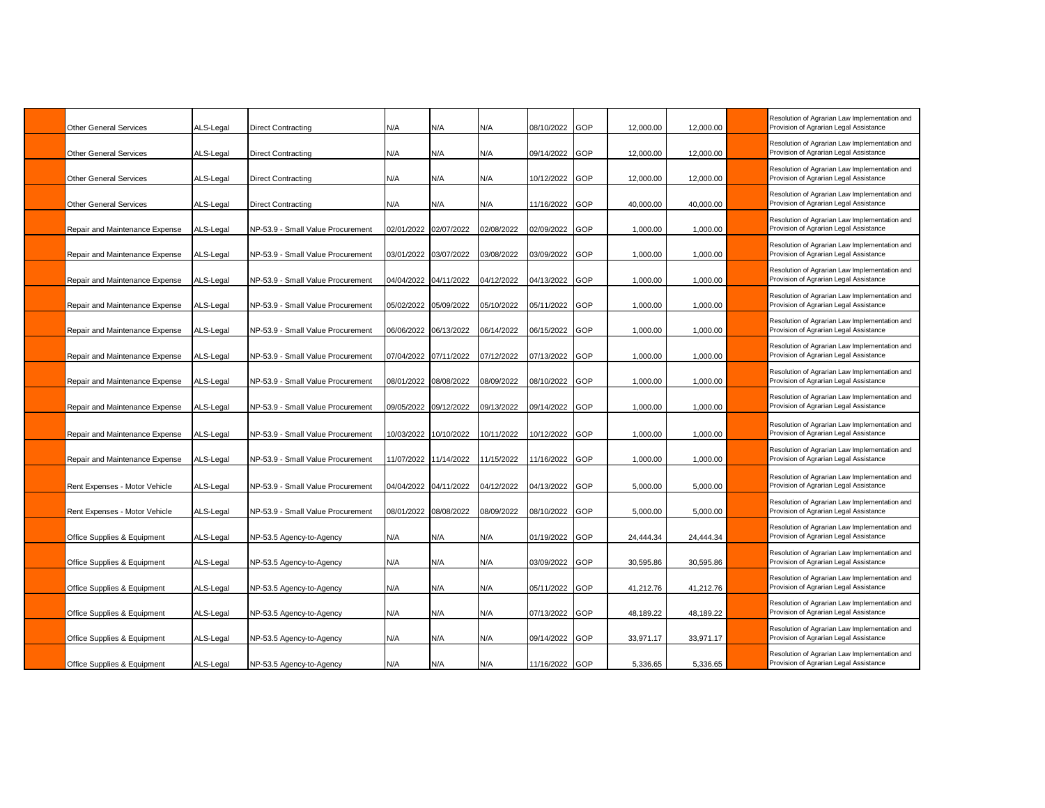| | | | | | | | | | | | | |
|---|---|---|---|---|---|---|---|---|---|---|---|---|
| | Other General Services | ALS-Legal | Direct Contracting | N/A | N/A | N/A | 08/10/2022 | GOP | 12,000.00 | 12,000.00 | | Resolution of Agrarian Law Implementation and Provision of Agrarian Legal Assistance |
| | Other General Services | ALS-Legal | Direct Contracting | N/A | N/A | N/A | 09/14/2022 | GOP | 12,000.00 | 12,000.00 | | Resolution of Agrarian Law Implementation and Provision of Agrarian Legal Assistance |
| | Other General Services | ALS-Legal | Direct Contracting | N/A | N/A | N/A | 10/12/2022 | GOP | 12,000.00 | 12,000.00 | | Resolution of Agrarian Law Implementation and Provision of Agrarian Legal Assistance |
| | Other General Services | ALS-Legal | Direct Contracting | N/A | N/A | N/A | 11/16/2022 | GOP | 40,000.00 | 40,000.00 | | Resolution of Agrarian Law Implementation and Provision of Agrarian Legal Assistance |
| | Repair and Maintenance Expense | ALS-Legal | NP-53.9 - Small Value Procurement | 02/01/2022 | 02/07/2022 | 02/08/2022 | 02/09/2022 | GOP | 1,000.00 | 1,000.00 | | Resolution of Agrarian Law Implementation and Provision of Agrarian Legal Assistance |
| | Repair and Maintenance Expense | ALS-Legal | NP-53.9 - Small Value Procurement | 03/01/2022 | 03/07/2022 | 03/08/2022 | 03/09/2022 | GOP | 1,000.00 | 1,000.00 | | Resolution of Agrarian Law Implementation and Provision of Agrarian Legal Assistance |
| | Repair and Maintenance Expense | ALS-Legal | NP-53.9 - Small Value Procurement | 04/04/2022 | 04/11/2022 | 04/12/2022 | 04/13/2022 | GOP | 1,000.00 | 1,000.00 | | Resolution of Agrarian Law Implementation and Provision of Agrarian Legal Assistance |
| | Repair and Maintenance Expense | ALS-Legal | NP-53.9 - Small Value Procurement | 05/02/2022 | 05/09/2022 | 05/10/2022 | 05/11/2022 | GOP | 1,000.00 | 1,000.00 | | Resolution of Agrarian Law Implementation and Provision of Agrarian Legal Assistance |
| | Repair and Maintenance Expense | ALS-Legal | NP-53.9 - Small Value Procurement | 06/06/2022 | 06/13/2022 | 06/14/2022 | 06/15/2022 | GOP | 1,000.00 | 1,000.00 | | Resolution of Agrarian Law Implementation and Provision of Agrarian Legal Assistance |
| | Repair and Maintenance Expense | ALS-Legal | NP-53.9 - Small Value Procurement | 07/04/2022 | 07/11/2022 | 07/12/2022 | 07/13/2022 | GOP | 1,000.00 | 1,000.00 | | Resolution of Agrarian Law Implementation and Provision of Agrarian Legal Assistance |
| | Repair and Maintenance Expense | ALS-Legal | NP-53.9 - Small Value Procurement | 08/01/2022 | 08/08/2022 | 08/09/2022 | 08/10/2022 | GOP | 1,000.00 | 1,000.00 | | Resolution of Agrarian Law Implementation and Provision of Agrarian Legal Assistance |
| | Repair and Maintenance Expense | ALS-Legal | NP-53.9 - Small Value Procurement | 09/05/2022 | 09/12/2022 | 09/13/2022 | 09/14/2022 | GOP | 1,000.00 | 1,000.00 | | Resolution of Agrarian Law Implementation and Provision of Agrarian Legal Assistance |
| | Repair and Maintenance Expense | ALS-Legal | NP-53.9 - Small Value Procurement | 10/03/2022 | 10/10/2022 | 10/11/2022 | 10/12/2022 | GOP | 1,000.00 | 1,000.00 | | Resolution of Agrarian Law Implementation and Provision of Agrarian Legal Assistance |
| | Repair and Maintenance Expense | ALS-Legal | NP-53.9 - Small Value Procurement | 11/07/2022 | 11/14/2022 | 11/15/2022 | 11/16/2022 | GOP | 1,000.00 | 1,000.00 | | Resolution of Agrarian Law Implementation and Provision of Agrarian Legal Assistance |
| | Rent Expenses - Motor Vehicle | ALS-Legal | NP-53.9 - Small Value Procurement | 04/04/2022 | 04/11/2022 | 04/12/2022 | 04/13/2022 | GOP | 5,000.00 | 5,000.00 | | Resolution of Agrarian Law Implementation and Provision of Agrarian Legal Assistance |
| | Rent Expenses - Motor Vehicle | ALS-Legal | NP-53.9 - Small Value Procurement | 08/01/2022 | 08/08/2022 | 08/09/2022 | 08/10/2022 | GOP | 5,000.00 | 5,000.00 | | Resolution of Agrarian Law Implementation and Provision of Agrarian Legal Assistance |
| | Office Supplies & Equipment | ALS-Legal | NP-53.5 Agency-to-Agency | N/A | N/A | N/A | 01/19/2022 | GOP | 24,444.34 | 24,444.34 | | Resolution of Agrarian Law Implementation and Provision of Agrarian Legal Assistance |
| | Office Supplies & Equipment | ALS-Legal | NP-53.5 Agency-to-Agency | N/A | N/A | N/A | 03/09/2022 | GOP | 30,595.86 | 30,595.86 | | Resolution of Agrarian Law Implementation and Provision of Agrarian Legal Assistance |
| | Office Supplies & Equipment | ALS-Legal | NP-53.5 Agency-to-Agency | N/A | N/A | N/A | 05/11/2022 | GOP | 41,212.76 | 41,212.76 | | Resolution of Agrarian Law Implementation and Provision of Agrarian Legal Assistance |
| | Office Supplies & Equipment | ALS-Legal | NP-53.5 Agency-to-Agency | N/A | N/A | N/A | 07/13/2022 | GOP | 48,189.22 | 48,189.22 | | Resolution of Agrarian Law Implementation and Provision of Agrarian Legal Assistance |
| | Office Supplies & Equipment | ALS-Legal | NP-53.5 Agency-to-Agency | N/A | N/A | N/A | 09/14/2022 | GOP | 33,971.17 | 33,971.17 | | Resolution of Agrarian Law Implementation and Provision of Agrarian Legal Assistance |
| | Office Supplies & Equipment | ALS-Legal | NP-53.5 Agency-to-Agency | N/A | N/A | N/A | 11/16/2022 | GOP | 5,336.65 | 5,336.65 | | Resolution of Agrarian Law Implementation and Provision of Agrarian Legal Assistance |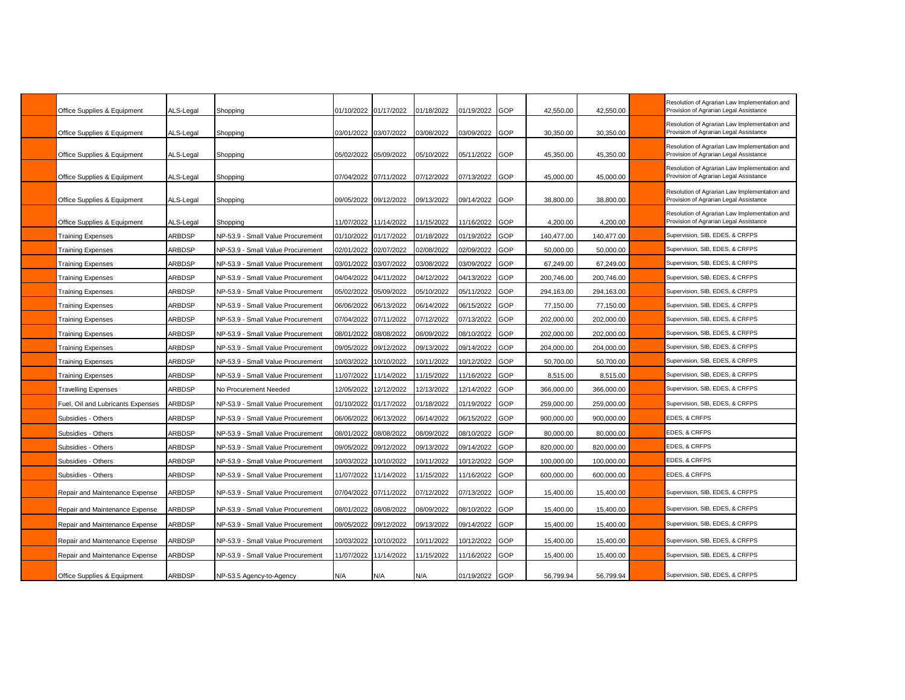| | | | | | | | | | | | | |
|---|---|---|---|---|---|---|---|---|---|---|---|---|
| | Office Supplies & Equipment | ALS-Legal | Shopping | 01/10/2022 | 01/17/2022 | 01/18/2022 | 01/19/2022 | GOP | 42,550.00 | 42,550.00 | | Resolution of Agrarian Law Implementation and Provision of Agrarian Legal Assistance |
| | Office Supplies & Equipment | ALS-Legal | Shopping | 03/01/2022 | 03/07/2022 | 03/08/2022 | 03/09/2022 | GOP | 30,350.00 | 30,350.00 | | Resolution of Agrarian Law Implementation and Provision of Agrarian Legal Assistance |
| | Office Supplies & Equipment | ALS-Legal | Shopping | 05/02/2022 | 05/09/2022 | 05/10/2022 | 05/11/2022 | GOP | 45,350.00 | 45,350.00 | | Resolution of Agrarian Law Implementation and Provision of Agrarian Legal Assistance |
| | Office Supplies & Equipment | ALS-Legal | Shopping | 07/04/2022 | 07/11/2022 | 07/12/2022 | 07/13/2022 | GOP | 45,000.00 | 45,000.00 | | Resolution of Agrarian Law Implementation and Provision of Agrarian Legal Assistance |
| | Office Supplies & Equipment | ALS-Legal | Shopping | 09/05/2022 | 09/12/2022 | 09/13/2022 | 09/14/2022 | GOP | 38,800.00 | 38,800.00 | | Resolution of Agrarian Law Implementation and Provision of Agrarian Legal Assistance |
| | Office Supplies & Equipment | ALS-Legal | Shopping | 11/07/2022 | 11/14/2022 | 11/15/2022 | 11/16/2022 | GOP | 4,200.00 | 4,200.00 | | Resolution of Agrarian Law Implementation and Provision of Agrarian Legal Assistance |
| | Training Expenses | ARBDSP | NP-53.9 - Small Value Procurement | 01/10/2022 | 01/17/2022 | 01/18/2022 | 01/19/2022 | GOP | 140,477.00 | 140,477.00 | | Supervision, SIB, EDES, & CRFPS |
| | Training Expenses | ARBDSP | NP-53.9 - Small Value Procurement | 02/01/2022 | 02/07/2022 | 02/08/2022 | 02/09/2022 | GOP | 50,000.00 | 50,000.00 | | Supervision, SIB, EDES, & CRFPS |
| | Training Expenses | ARBDSP | NP-53.9 - Small Value Procurement | 03/01/2022 | 03/07/2022 | 03/08/2022 | 03/09/2022 | GOP | 67,249.00 | 67,249.00 | | Supervision, SIB, EDES, & CRFPS |
| | Training Expenses | ARBDSP | NP-53.9 - Small Value Procurement | 04/04/2022 | 04/11/2022 | 04/12/2022 | 04/13/2022 | GOP | 200,746.00 | 200,746.00 | | Supervision, SIB, EDES, & CRFPS |
| | Training Expenses | ARBDSP | NP-53.9 - Small Value Procurement | 05/02/2022 | 05/09/2022 | 05/10/2022 | 05/11/2022 | GOP | 294,163.00 | 294,163.00 | | Supervision, SIB, EDES, & CRFPS |
| | Training Expenses | ARBDSP | NP-53.9 - Small Value Procurement | 06/06/2022 | 06/13/2022 | 06/14/2022 | 06/15/2022 | GOP | 77,150.00 | 77,150.00 | | Supervision, SIB, EDES, & CRFPS |
| | Training Expenses | ARBDSP | NP-53.9 - Small Value Procurement | 07/04/2022 | 07/11/2022 | 07/12/2022 | 07/13/2022 | GOP | 202,000.00 | 202,000.00 | | Supervision, SIB, EDES, & CRFPS |
| | Training Expenses | ARBDSP | NP-53.9 - Small Value Procurement | 08/01/2022 | 08/08/2022 | 08/09/2022 | 08/10/2022 | GOP | 202,000.00 | 202,000.00 | | Supervision, SIB, EDES, & CRFPS |
| | Training Expenses | ARBDSP | NP-53.9 - Small Value Procurement | 09/05/2022 | 09/12/2022 | 09/13/2022 | 09/14/2022 | GOP | 204,000.00 | 204,000.00 | | Supervision, SIB, EDES, & CRFPS |
| | Training Expenses | ARBDSP | NP-53.9 - Small Value Procurement | 10/03/2022 | 10/10/2022 | 10/11/2022 | 10/12/2022 | GOP | 50,700.00 | 50,700.00 | | Supervision, SIB, EDES, & CRFPS |
| | Training Expenses | ARBDSP | NP-53.9 - Small Value Procurement | 11/07/2022 | 11/14/2022 | 11/15/2022 | 11/16/2022 | GOP | 8,515.00 | 8,515.00 | | Supervision, SIB, EDES, & CRFPS |
| | Travelling Expenses | ARBDSP | No Procurement Needed | 12/05/2022 | 12/12/2022 | 12/13/2022 | 12/14/2022 | GOP | 366,000.00 | 366,000.00 | | Supervision, SIB, EDES, & CRFPS |
| | Fuel, Oil and Lubricants Expenses | ARBDSP | NP-53.9 - Small Value Procurement | 01/10/2022 | 01/17/2022 | 01/18/2022 | 01/19/2022 | GOP | 259,000.00 | 259,000.00 | | Supervision, SIB, EDES, & CRFPS |
| | Subsidies - Others | ARBDSP | NP-53.9 - Small Value Procurement | 06/06/2022 | 06/13/2022 | 06/14/2022 | 06/15/2022 | GOP | 900,000.00 | 900,000.00 | | EDES, & CRFPS |
| | Subsidies - Others | ARBDSP | NP-53.9 - Small Value Procurement | 08/01/2022 | 08/08/2022 | 08/09/2022 | 08/10/2022 | GOP | 80,000.00 | 80,000.00 | | EDES, & CRFPS |
| | Subsidies - Others | ARBDSP | NP-53.9 - Small Value Procurement | 09/05/2022 | 09/12/2022 | 09/13/2022 | 09/14/2022 | GOP | 820,000.00 | 820,000.00 | | EDES, & CRFPS |
| | Subsidies - Others | ARBDSP | NP-53.9 - Small Value Procurement | 10/03/2022 | 10/10/2022 | 10/11/2022 | 10/12/2022 | GOP | 100,000.00 | 100,000.00 | | EDES, & CRFPS |
| | Subsidies - Others | ARBDSP | NP-53.9 - Small Value Procurement | 11/07/2022 | 11/14/2022 | 11/15/2022 | 11/16/2022 | GOP | 600,000.00 | 600,000.00 | | EDES, & CRFPS |
| | Repair and Maintenance Expense | ARBDSP | NP-53.9 - Small Value Procurement | 07/04/2022 | 07/11/2022 | 07/12/2022 | 07/13/2022 | GOP | 15,400.00 | 15,400.00 | | Supervision, SIB, EDES, & CRFPS |
| | Repair and Maintenance Expense | ARBDSP | NP-53.9 - Small Value Procurement | 08/01/2022 | 08/08/2022 | 08/09/2022 | 08/10/2022 | GOP | 15,400.00 | 15,400.00 | | Supervision, SIB, EDES, & CRFPS |
| | Repair and Maintenance Expense | ARBDSP | NP-53.9 - Small Value Procurement | 09/05/2022 | 09/12/2022 | 09/13/2022 | 09/14/2022 | GOP | 15,400.00 | 15,400.00 | | Supervision, SIB, EDES, & CRFPS |
| | Repair and Maintenance Expense | ARBDSP | NP-53.9 - Small Value Procurement | 10/03/2022 | 10/10/2022 | 10/11/2022 | 10/12/2022 | GOP | 15,400.00 | 15,400.00 | | Supervision, SIB, EDES, & CRFPS |
| | Repair and Maintenance Expense | ARBDSP | NP-53.9 - Small Value Procurement | 11/07/2022 | 11/14/2022 | 11/15/2022 | 11/16/2022 | GOP | 15,400.00 | 15,400.00 | | Supervision, SIB, EDES, & CRFPS |
| | Office Supplies & Equipment | ARBDSP | NP-53.5 Agency-to-Agency | N/A | N/A | N/A | 01/19/2022 | GOP | 56,799.94 | 56,799.94 | | Supervision, SIB, EDES, & CRFPS |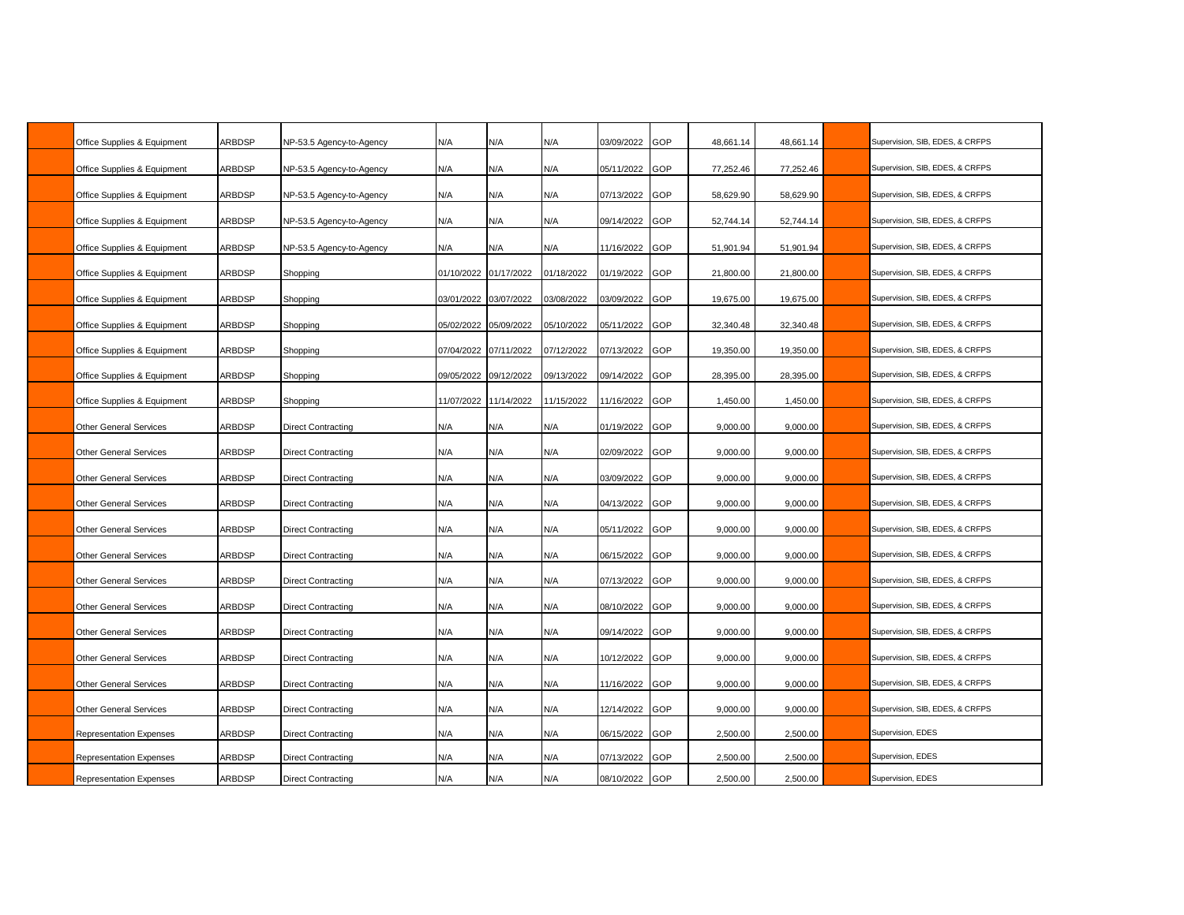| | | | | | | | | | | | | |
|---|---|---|---|---|---|---|---|---|---|---|---|---|
| | Office Supplies & Equipment | ARBDSP | NP-53.5 Agency-to-Agency | N/A | N/A | N/A | 03/09/2022 | GOP | 48,661.14 | 48,661.14 | | Supervision, SIB, EDES, & CRFPS |
| | Office Supplies & Equipment | ARBDSP | NP-53.5 Agency-to-Agency | N/A | N/A | N/A | 05/11/2022 | GOP | 77,252.46 | 77,252.46 | | Supervision, SIB, EDES, & CRFPS |
| | Office Supplies & Equipment | ARBDSP | NP-53.5 Agency-to-Agency | N/A | N/A | N/A | 07/13/2022 | GOP | 58,629.90 | 58,629.90 | | Supervision, SIB, EDES, & CRFPS |
| | Office Supplies & Equipment | ARBDSP | NP-53.5 Agency-to-Agency | N/A | N/A | N/A | 09/14/2022 | GOP | 52,744.14 | 52,744.14 | | Supervision, SIB, EDES, & CRFPS |
| | Office Supplies & Equipment | ARBDSP | NP-53.5 Agency-to-Agency | N/A | N/A | N/A | 11/16/2022 | GOP | 51,901.94 | 51,901.94 | | Supervision, SIB, EDES, & CRFPS |
| | Office Supplies & Equipment | ARBDSP | Shopping | 01/10/2022 | 01/17/2022 | 01/18/2022 | 01/19/2022 | GOP | 21,800.00 | 21,800.00 | | Supervision, SIB, EDES, & CRFPS |
| | Office Supplies & Equipment | ARBDSP | Shopping | 03/01/2022 | 03/07/2022 | 03/08/2022 | 03/09/2022 | GOP | 19,675.00 | 19,675.00 | | Supervision, SIB, EDES, & CRFPS |
| | Office Supplies & Equipment | ARBDSP | Shopping | 05/02/2022 | 05/09/2022 | 05/10/2022 | 05/11/2022 | GOP | 32,340.48 | 32,340.48 | | Supervision, SIB, EDES, & CRFPS |
| | Office Supplies & Equipment | ARBDSP | Shopping | 07/04/2022 | 07/11/2022 | 07/12/2022 | 07/13/2022 | GOP | 19,350.00 | 19,350.00 | | Supervision, SIB, EDES, & CRFPS |
| | Office Supplies & Equipment | ARBDSP | Shopping | 09/05/2022 | 09/12/2022 | 09/13/2022 | 09/14/2022 | GOP | 28,395.00 | 28,395.00 | | Supervision, SIB, EDES, & CRFPS |
| | Office Supplies & Equipment | ARBDSP | Shopping | 11/07/2022 | 11/14/2022 | 11/15/2022 | 11/16/2022 | GOP | 1,450.00 | 1,450.00 | | Supervision, SIB, EDES, & CRFPS |
| | Other General Services | ARBDSP | Direct Contracting | N/A | N/A | N/A | 01/19/2022 | GOP | 9,000.00 | 9,000.00 | | Supervision, SIB, EDES, & CRFPS |
| | Other General Services | ARBDSP | Direct Contracting | N/A | N/A | N/A | 02/09/2022 | GOP | 9,000.00 | 9,000.00 | | Supervision, SIB, EDES, & CRFPS |
| | Other General Services | ARBDSP | Direct Contracting | N/A | N/A | N/A | 03/09/2022 | GOP | 9,000.00 | 9,000.00 | | Supervision, SIB, EDES, & CRFPS |
| | Other General Services | ARBDSP | Direct Contracting | N/A | N/A | N/A | 04/13/2022 | GOP | 9,000.00 | 9,000.00 | | Supervision, SIB, EDES, & CRFPS |
| | Other General Services | ARBDSP | Direct Contracting | N/A | N/A | N/A | 05/11/2022 | GOP | 9,000.00 | 9,000.00 | | Supervision, SIB, EDES, & CRFPS |
| | Other General Services | ARBDSP | Direct Contracting | N/A | N/A | N/A | 06/15/2022 | GOP | 9,000.00 | 9,000.00 | | Supervision, SIB, EDES, & CRFPS |
| | Other General Services | ARBDSP | Direct Contracting | N/A | N/A | N/A | 07/13/2022 | GOP | 9,000.00 | 9,000.00 | | Supervision, SIB, EDES, & CRFPS |
| | Other General Services | ARBDSP | Direct Contracting | N/A | N/A | N/A | 08/10/2022 | GOP | 9,000.00 | 9,000.00 | | Supervision, SIB, EDES, & CRFPS |
| | Other General Services | ARBDSP | Direct Contracting | N/A | N/A | N/A | 09/14/2022 | GOP | 9,000.00 | 9,000.00 | | Supervision, SIB, EDES, & CRFPS |
| | Other General Services | ARBDSP | Direct Contracting | N/A | N/A | N/A | 10/12/2022 | GOP | 9,000.00 | 9,000.00 | | Supervision, SIB, EDES, & CRFPS |
| | Other General Services | ARBDSP | Direct Contracting | N/A | N/A | N/A | 11/16/2022 | GOP | 9,000.00 | 9,000.00 | | Supervision, SIB, EDES, & CRFPS |
| | Other General Services | ARBDSP | Direct Contracting | N/A | N/A | N/A | 12/14/2022 | GOP | 9,000.00 | 9,000.00 | | Supervision, SIB, EDES, & CRFPS |
| | Representation Expenses | ARBDSP | Direct Contracting | N/A | N/A | N/A | 06/15/2022 | GOP | 2,500.00 | 2,500.00 | | Supervision, EDES |
| | Representation Expenses | ARBDSP | Direct Contracting | N/A | N/A | N/A | 07/13/2022 | GOP | 2,500.00 | 2,500.00 | | Supervision, EDES |
| | Representation Expenses | ARBDSP | Direct Contracting | N/A | N/A | N/A | 08/10/2022 | GOP | 2,500.00 | 2,500.00 | | Supervision, EDES |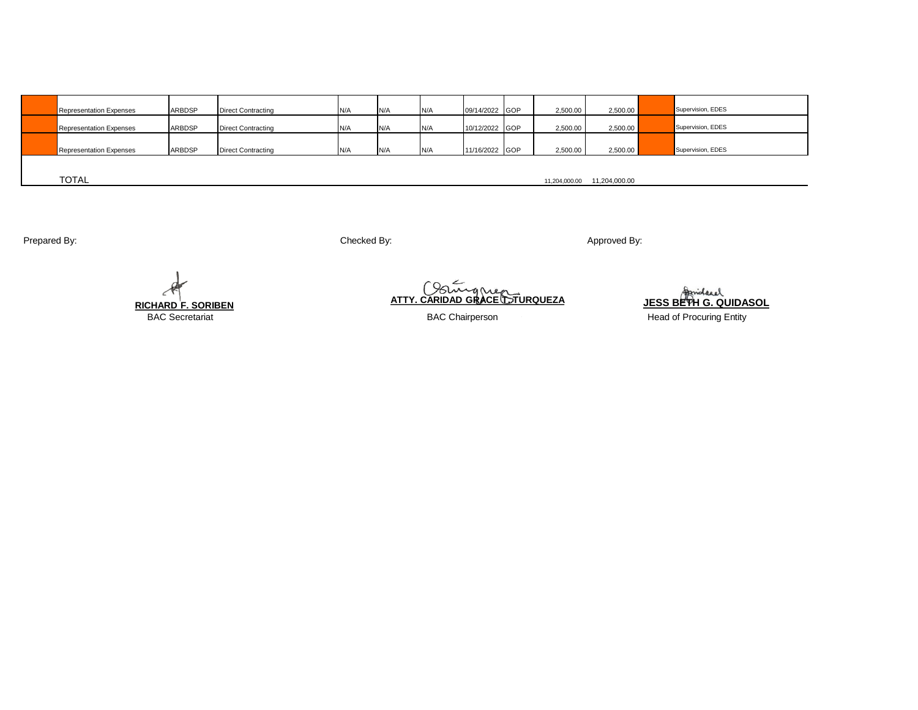| | | | | | | | | | | | | | |
|---|---|---|---|---|---|---|---|---|---|---|---|---|---|
| | Representation Expenses | ARBDSP | Direct Contracting | N/A | N/A | N/A | 09/14/2022 | GOP | 2,500.00 | 2,500.00 | | | Supervision, EDES |
| | Representation Expenses | ARBDSP | Direct Contracting | N/A | N/A | N/A | 10/12/2022 | GOP | 2,500.00 | 2,500.00 | | | Supervision, EDES |
| | Representation Expenses | ARBDSP | Direct Contracting | N/A | N/A | N/A | 11/16/2022 | GOP | 2,500.00 | 2,500.00 | | | Supervision, EDES |
| | TOTAL | | | | | | | | 11,204,000.00 | 11,204,000.00 | | | |

Prepared By:

**RICHARD F. SORIBEN**
BAC Secretariat

Checked By:

**ATTY. CARIDAD GRACE T. TURQUEZA**
BAC Chairperson

Approved By:

**JESS BETH G. QUIDASOL**
Head of Procuring Entity